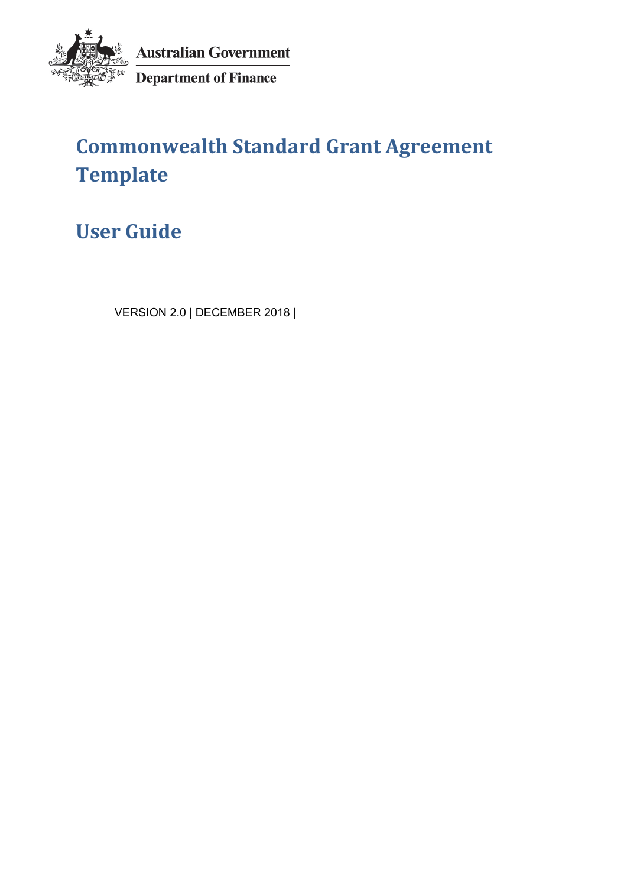Australian Government

Department of Finance

# Commonwealth Standard Grant Agreement Template

# User Guide

VERSION 2.0 | DECEMBER 2018 |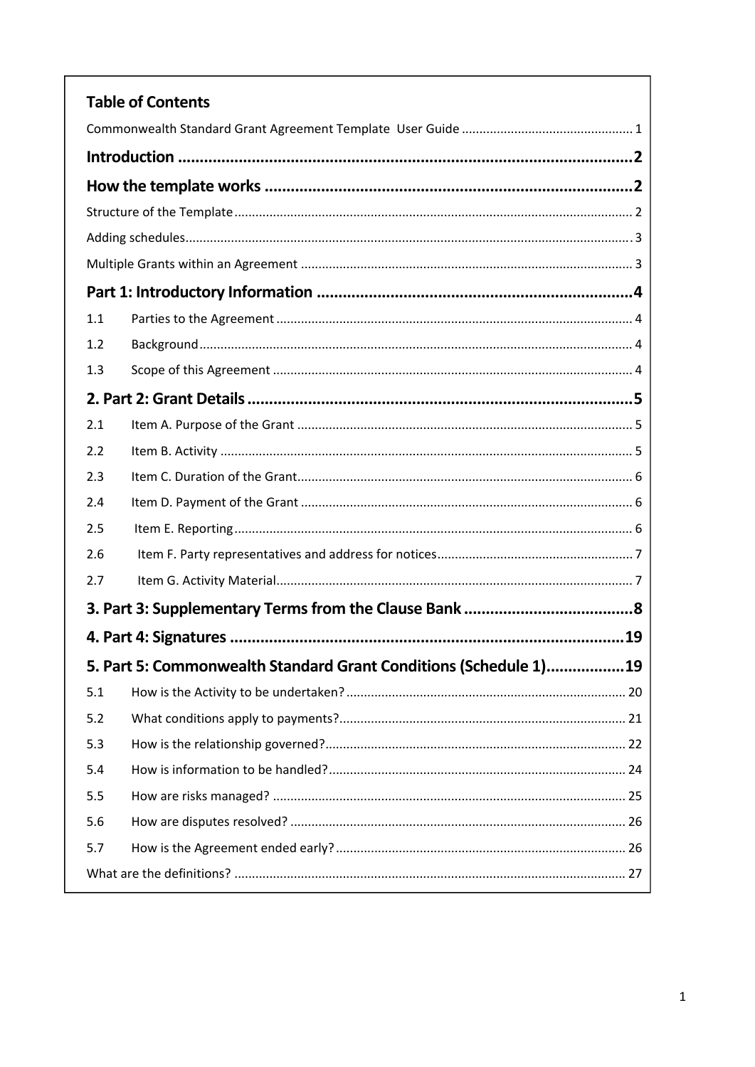## Table of Contents

Commonwealth Standard Grant Agreement Template User Guide ........ 1

**Introduction ........ 2**

**How the template works ........ 2**

Structure of the Template ........ 2

Adding schedules ........ 3

Multiple Grants within an Agreement ........ 3

**Part 1: Introductory Information ........ 4**

1.1 Parties to the Agreement ........ 4

1.2 Background ........ 4

1.3 Scope of this Agreement ........ 4

**2. Part 2: Grant Details ........ 5**

2.1 Item A. Purpose of the Grant ........ 5

2.2 Item B. Activity ........ 5

2.3 Item C. Duration of the Grant ........ 6

2.4 Item D. Payment of the Grant ........ 6

2.5 Item E. Reporting ........ 6

2.6 Item F. Party representatives and address for notices ........ 7

2.7 Item G. Activity Material ........ 7

**3. Part 3: Supplementary Terms from the Clause Bank ........ 8**

**4. Part 4: Signatures ........ 19**

**5. Part 5: Commonwealth Standard Grant Conditions (Schedule 1) ........ 19**

5.1 How is the Activity to be undertaken? ........ 20

5.2 What conditions apply to payments? ........ 21

5.3 How is the relationship governed? ........ 22

5.4 How is information to be handled? ........ 24

5.5 How are risks managed? ........ 25

5.6 How are disputes resolved? ........ 26

5.7 How is the Agreement ended early? ........ 26

What are the definitions? ........ 27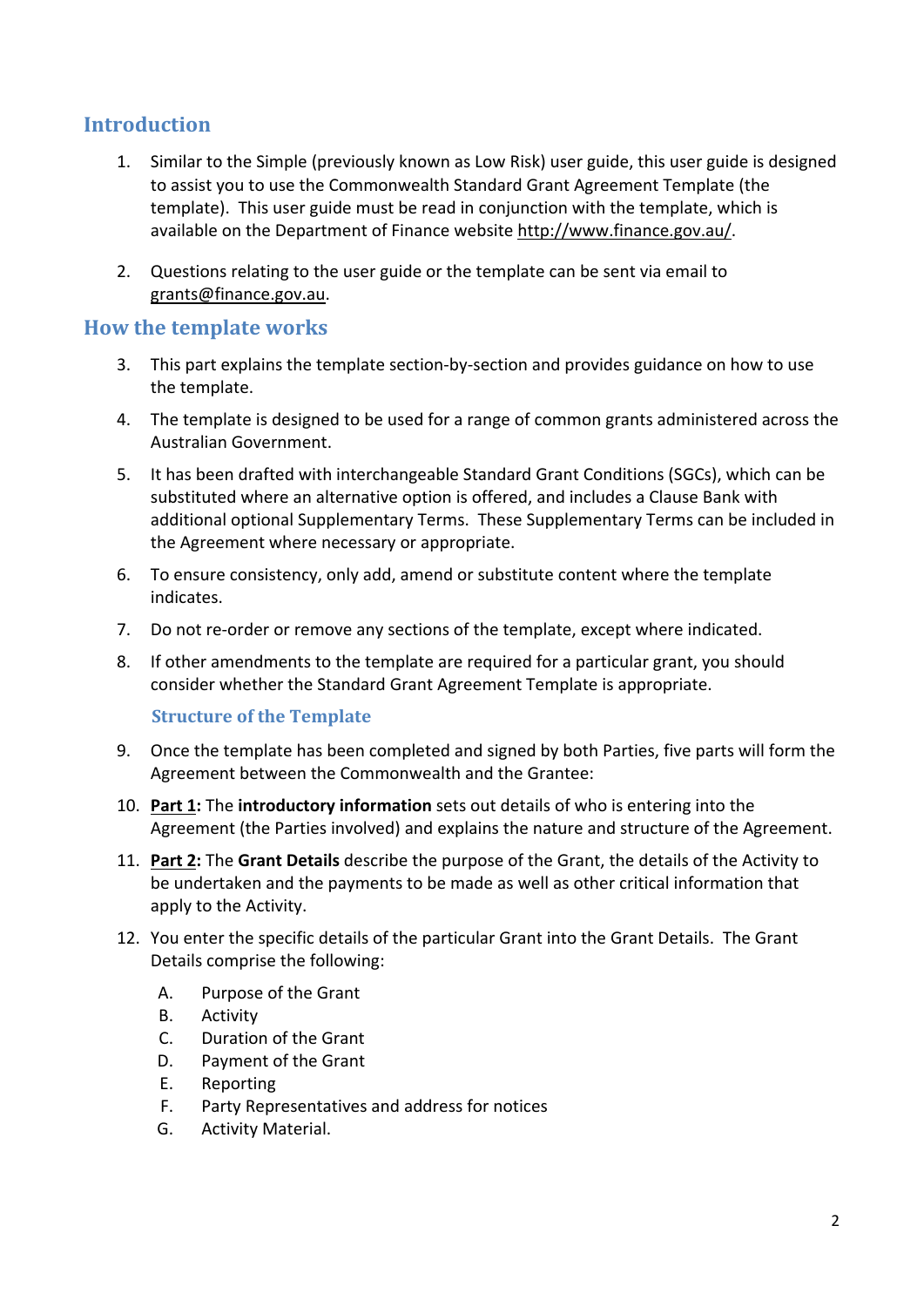## Introduction

1. Similar to the Simple (previously known as Low Risk) user guide, this user guide is designed to assist you to use the Commonwealth Standard Grant Agreement Template (the template). This user guide must be read in conjunction with the template, which is available on the Department of Finance website http://www.finance.gov.au/.

2. Questions relating to the user guide or the template can be sent via email to grants@finance.gov.au.

## How the template works

3. This part explains the template section-by-section and provides guidance on how to use the template.

4. The template is designed to be used for a range of common grants administered across the Australian Government.

5. It has been drafted with interchangeable Standard Grant Conditions (SGCs), which can be substituted where an alternative option is offered, and includes a Clause Bank with additional optional Supplementary Terms. These Supplementary Terms can be included in the Agreement where necessary or appropriate.

6. To ensure consistency, only add, amend or substitute content where the template indicates.

7. Do not re-order or remove any sections of the template, except where indicated.

8. If other amendments to the template are required for a particular grant, you should consider whether the Standard Grant Agreement Template is appropriate.

### Structure of the Template

9. Once the template has been completed and signed by both Parties, five parts will form the Agreement between the Commonwealth and the Grantee:

10. **Part 1:** The **introductory information** sets out details of who is entering into the Agreement (the Parties involved) and explains the nature and structure of the Agreement.

11. **Part 2:** The **Grant Details** describe the purpose of the Grant, the details of the Activity to be undertaken and the payments to be made as well as other critical information that apply to the Activity.

12. You enter the specific details of the particular Grant into the Grant Details. The Grant Details comprise the following:

    A. Purpose of the Grant
    B. Activity
    C. Duration of the Grant
    D. Payment of the Grant
    E. Reporting
    F. Party Representatives and address for notices
    G. Activity Material.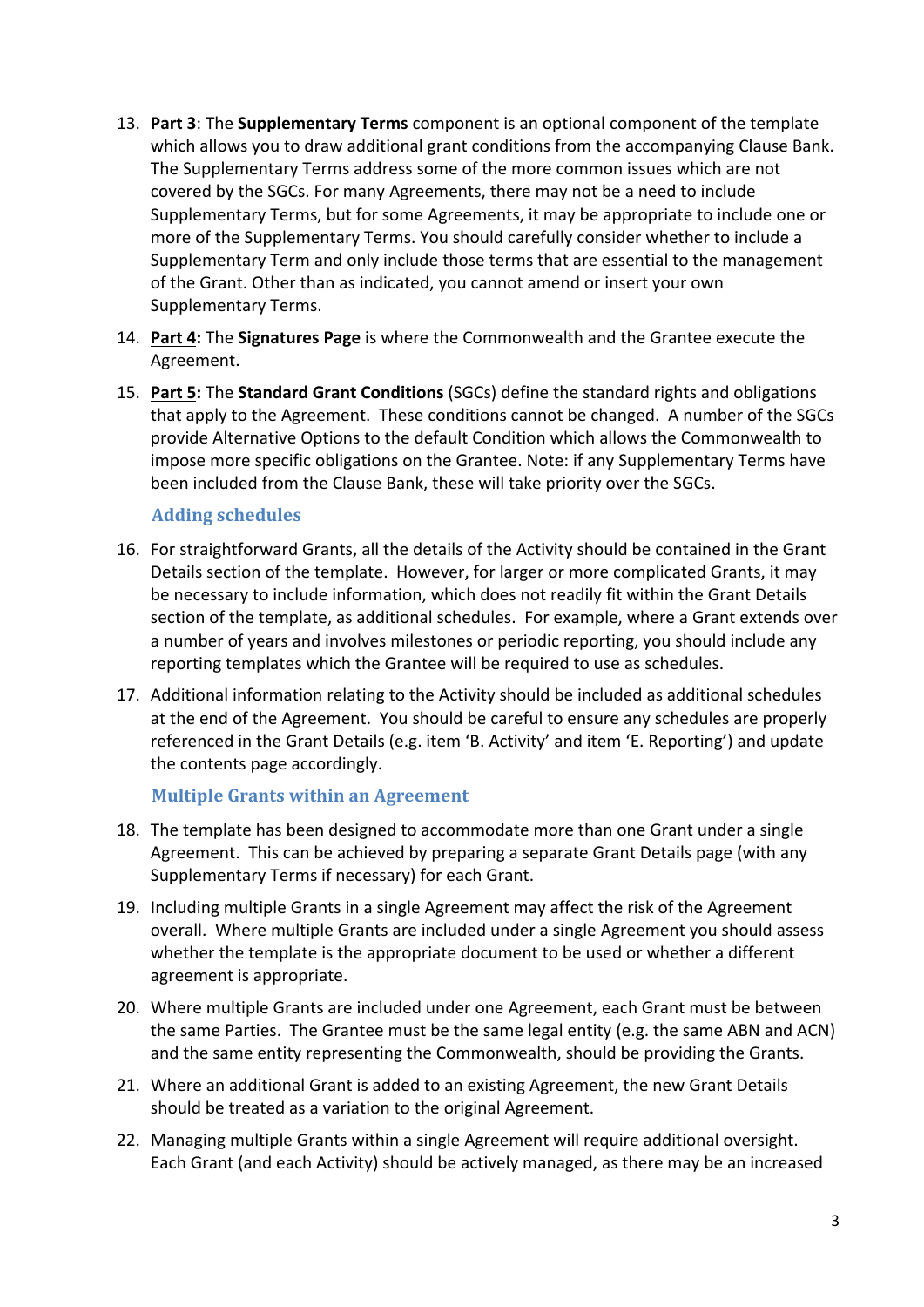13. **Part 3**: The **Supplementary Terms** component is an optional component of the template which allows you to draw additional grant conditions from the accompanying Clause Bank. The Supplementary Terms address some of the more common issues which are not covered by the SGCs. For many Agreements, there may not be a need to include Supplementary Terms, but for some Agreements, it may be appropriate to include one or more of the Supplementary Terms. You should carefully consider whether to include a Supplementary Term and only include those terms that are essential to the management of the Grant. Other than as indicated, you cannot amend or insert your own Supplementary Terms.

14. **Part 4:** The **Signatures Page** is where the Commonwealth and the Grantee execute the Agreement.

15. **Part 5:** The **Standard Grant Conditions** (SGCs) define the standard rights and obligations that apply to the Agreement. These conditions cannot be changed. A number of the SGCs provide Alternative Options to the default Condition which allows the Commonwealth to impose more specific obligations on the Grantee. Note: if any Supplementary Terms have been included from the Clause Bank, these will take priority over the SGCs.

### Adding schedules

16. For straightforward Grants, all the details of the Activity should be contained in the Grant Details section of the template. However, for larger or more complicated Grants, it may be necessary to include information, which does not readily fit within the Grant Details section of the template, as additional schedules. For example, where a Grant extends over a number of years and involves milestones or periodic reporting, you should include any reporting templates which the Grantee will be required to use as schedules.

17. Additional information relating to the Activity should be included as additional schedules at the end of the Agreement. You should be careful to ensure any schedules are properly referenced in the Grant Details (e.g. item 'B. Activity' and item 'E. Reporting') and update the contents page accordingly.

### Multiple Grants within an Agreement

18. The template has been designed to accommodate more than one Grant under a single Agreement. This can be achieved by preparing a separate Grant Details page (with any Supplementary Terms if necessary) for each Grant.

19. Including multiple Grants in a single Agreement may affect the risk of the Agreement overall. Where multiple Grants are included under a single Agreement you should assess whether the template is the appropriate document to be used or whether a different agreement is appropriate.

20. Where multiple Grants are included under one Agreement, each Grant must be between the same Parties. The Grantee must be the same legal entity (e.g. the same ABN and ACN) and the same entity representing the Commonwealth, should be providing the Grants.

21. Where an additional Grant is added to an existing Agreement, the new Grant Details should be treated as a variation to the original Agreement.

22. Managing multiple Grants within a single Agreement will require additional oversight. Each Grant (and each Activity) should be actively managed, as there may be an increased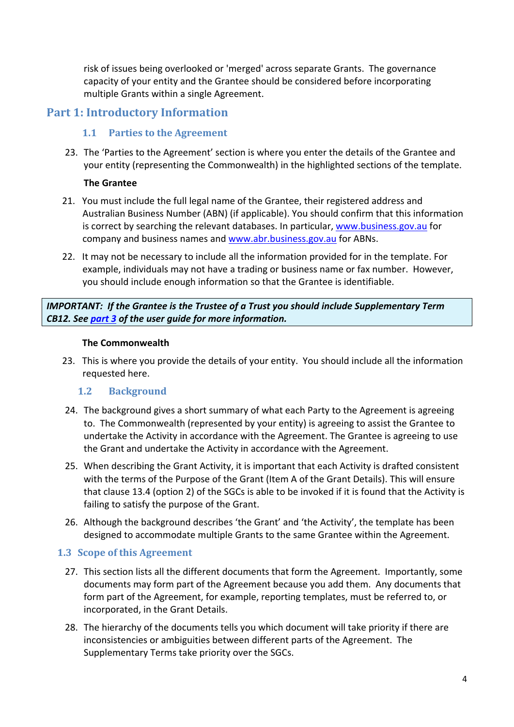risk of issues being overlooked or 'merged' across separate Grants. The governance capacity of your entity and the Grantee should be considered before incorporating multiple Grants within a single Agreement.

# Part 1: Introductory Information

## 1.1 Parties to the Agreement

23. The 'Parties to the Agreement' section is where you enter the details of the Grantee and your entity (representing the Commonwealth) in the highlighted sections of the template.

**The Grantee**

21. You must include the full legal name of the Grantee, their registered address and Australian Business Number (ABN) (if applicable). You should confirm that this information is correct by searching the relevant databases. In particular, [www.business.gov.au](www.business.gov.au) for company and business names and [www.abr.business.gov.au](www.abr.business.gov.au) for ABNs.

22. It may not be necessary to include all the information provided for in the template. For example, individuals may not have a trading or business name or fax number. However, you should include enough information so that the Grantee is identifiable.

***IMPORTANT: If the Grantee is the Trustee of a Trust you should include Supplementary Term CB12. See part 3 of the user guide for more information.***

**The Commonwealth**

23. This is where you provide the details of your entity. You should include all the information requested here.

## 1.2 Background

24. The background gives a short summary of what each Party to the Agreement is agreeing to. The Commonwealth (represented by your entity) is agreeing to assist the Grantee to undertake the Activity in accordance with the Agreement. The Grantee is agreeing to use the Grant and undertake the Activity in accordance with the Agreement.

25. When describing the Grant Activity, it is important that each Activity is drafted consistent with the terms of the Purpose of the Grant (Item A of the Grant Details). This will ensure that clause 13.4 (option 2) of the SGCs is able to be invoked if it is found that the Activity is failing to satisfy the purpose of the Grant.

26. Although the background describes 'the Grant' and 'the Activity', the template has been designed to accommodate multiple Grants to the same Grantee within the Agreement.

## 1.3 Scope of this Agreement

27. This section lists all the different documents that form the Agreement. Importantly, some documents may form part of the Agreement because you add them. Any documents that form part of the Agreement, for example, reporting templates, must be referred to, or incorporated, in the Grant Details.

28. The hierarchy of the documents tells you which document will take priority if there are inconsistencies or ambiguities between different parts of the Agreement. The Supplementary Terms take priority over the SGCs.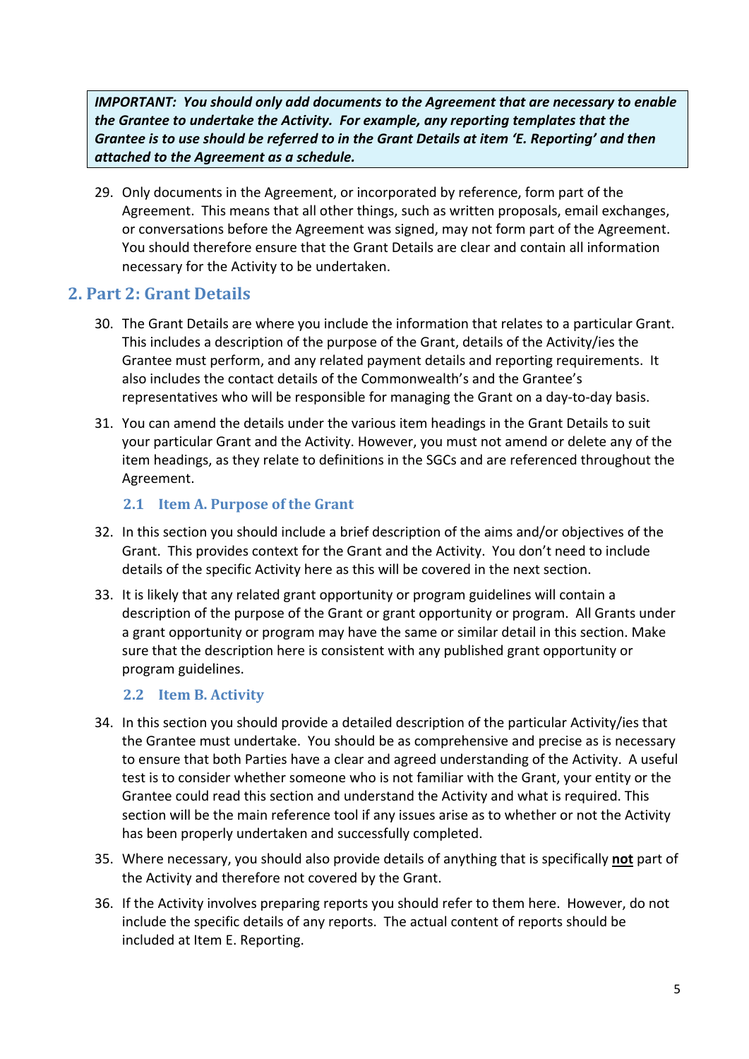> ***IMPORTANT: You should only add documents to the Agreement that are necessary to enable the Grantee to undertake the Activity. For example, reporting templates that the Grantee is to use should be referred to in the Grant Details at item 'E. Reporting' and then attached to the Agreement as a schedule.***

29. Only documents in the Agreement, or incorporated by reference, form part of the Agreement. This means that all other things, such as written proposals, email exchanges, or conversations before the Agreement was signed, may not form part of the Agreement. You should therefore ensure that the Grant Details are clear and contain all information necessary for the Activity to be undertaken.

## 2. Part 2: Grant Details

30. The Grant Details are where you include the information that relates to a particular Grant. This includes a description of the purpose of the Grant, details of the Activity/ies the Grantee must perform, and any related payment details and reporting requirements. It also includes the contact details of the Commonwealth's and the Grantee's representatives who will be responsible for managing the Grant on a day-to-day basis.

31. You can amend the details under the various item headings in the Grant Details to suit your particular Grant and the Activity. However, you must not amend or delete any of the item headings, as they relate to definitions in the SGCs and are referenced throughout the Agreement.

### 2.1 Item A. Purpose of the Grant

32. In this section you should include a brief description of the aims and/or objectives of the Grant. This provides context for the Grant and the Activity. You don't need to include details of the specific Activity here as this will be covered in the next section.

33. It is likely that any related grant opportunity or program guidelines will contain a description of the purpose of the Grant or grant opportunity or program. All Grants under a grant opportunity or program may have the same or similar detail in this section. Make sure that the description here is consistent with any published grant opportunity or program guidelines.

### 2.2 Item B. Activity

34. In this section you should provide a detailed description of the particular Activity/ies that the Grantee must undertake. You should be as comprehensive and precise as is necessary to ensure that both Parties have a clear and agreed understanding of the Activity. A useful test is to consider whether someone who is not familiar with the Grant, your entity or the Grantee could read this section and understand the Activity and what is required. This section will be the main reference tool if any issues arise as to whether or not the Activity has been properly undertaken and successfully completed.

35. Where necessary, you should also provide details of anything that is specifically **not** part of the Activity and therefore not covered by the Grant.

36. If the Activity involves preparing reports you should refer to them here. However, do not include the specific details of any reports. The actual content of reports should be included at Item E. Reporting.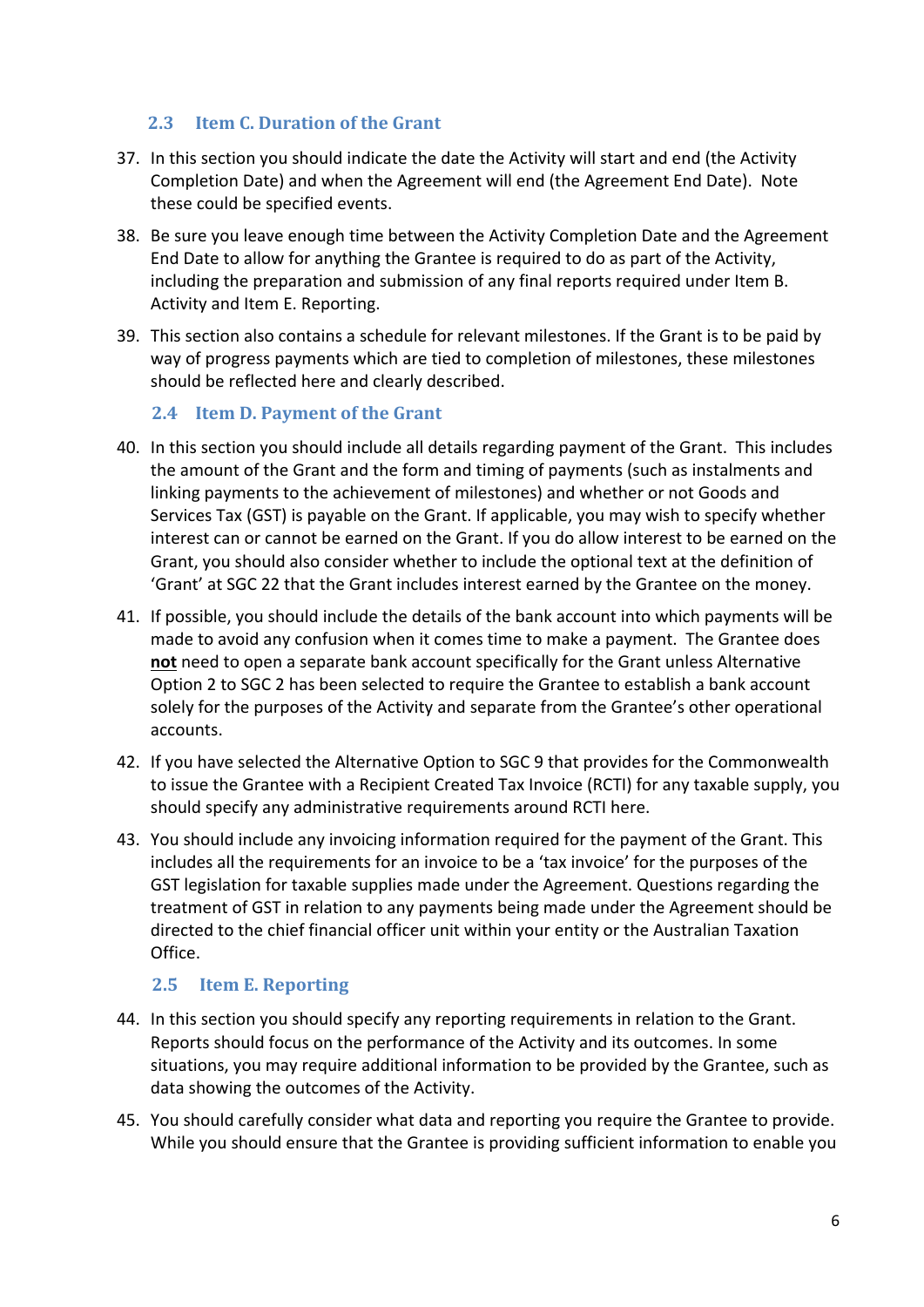### 2.3 Item C. Duration of the Grant

37. In this section you should indicate the date the Activity will start and end (the Activity Completion Date) and when the Agreement will end (the Agreement End Date). Note these could be specified events.

38. Be sure you leave enough time between the Activity Completion Date and the Agreement End Date to allow for anything the Grantee is required to do as part of the Activity, including the preparation and submission of any final reports required under Item B. Activity and Item E. Reporting.

39. This section also contains a schedule for relevant milestones. If the Grant is to be paid by way of progress payments which are tied to completion of milestones, these milestones should be reflected here and clearly described.

### 2.4 Item D. Payment of the Grant

40. In this section you should include all details regarding payment of the Grant. This includes the amount of the Grant and the form and timing of payments (such as instalments and linking payments to the achievement of milestones) and whether or not Goods and Services Tax (GST) is payable on the Grant. If applicable, you may wish to specify whether interest can or cannot be earned on the Grant. If you do allow interest to be earned on the Grant, you should also consider whether to include the optional text at the definition of 'Grant' at SGC 22 that the Grant includes interest earned by the Grantee on the money.

41. If possible, you should include the details of the bank account into which payments will be made to avoid any confusion when it comes time to make a payment. The Grantee does **not** need to open a separate bank account specifically for the Grant unless Alternative Option 2 to SGC 2 has been selected to require the Grantee to establish a bank account solely for the purposes of the Activity and separate from the Grantee's other operational accounts.

42. If you have selected the Alternative Option to SGC 9 that provides for the Commonwealth to issue the Grantee with a Recipient Created Tax Invoice (RCTI) for any taxable supply, you should specify any administrative requirements around RCTI here.

43. You should include any invoicing information required for the payment of the Grant. This includes all the requirements for an invoice to be a 'tax invoice' for the purposes of the GST legislation for taxable supplies made under the Agreement. Questions regarding the treatment of GST in relation to any payments being made under the Agreement should be directed to the chief financial officer unit within your entity or the Australian Taxation Office.

### 2.5 Item E. Reporting

44. In this section you should specify any reporting requirements in relation to the Grant. Reports should focus on the performance of the Activity and its outcomes. In some situations, you may require additional information to be provided by the Grantee, such as data showing the outcomes of the Activity.

45. You should carefully consider what data and reporting you require the Grantee to provide. While you should ensure that the Grantee is providing sufficient information to enable you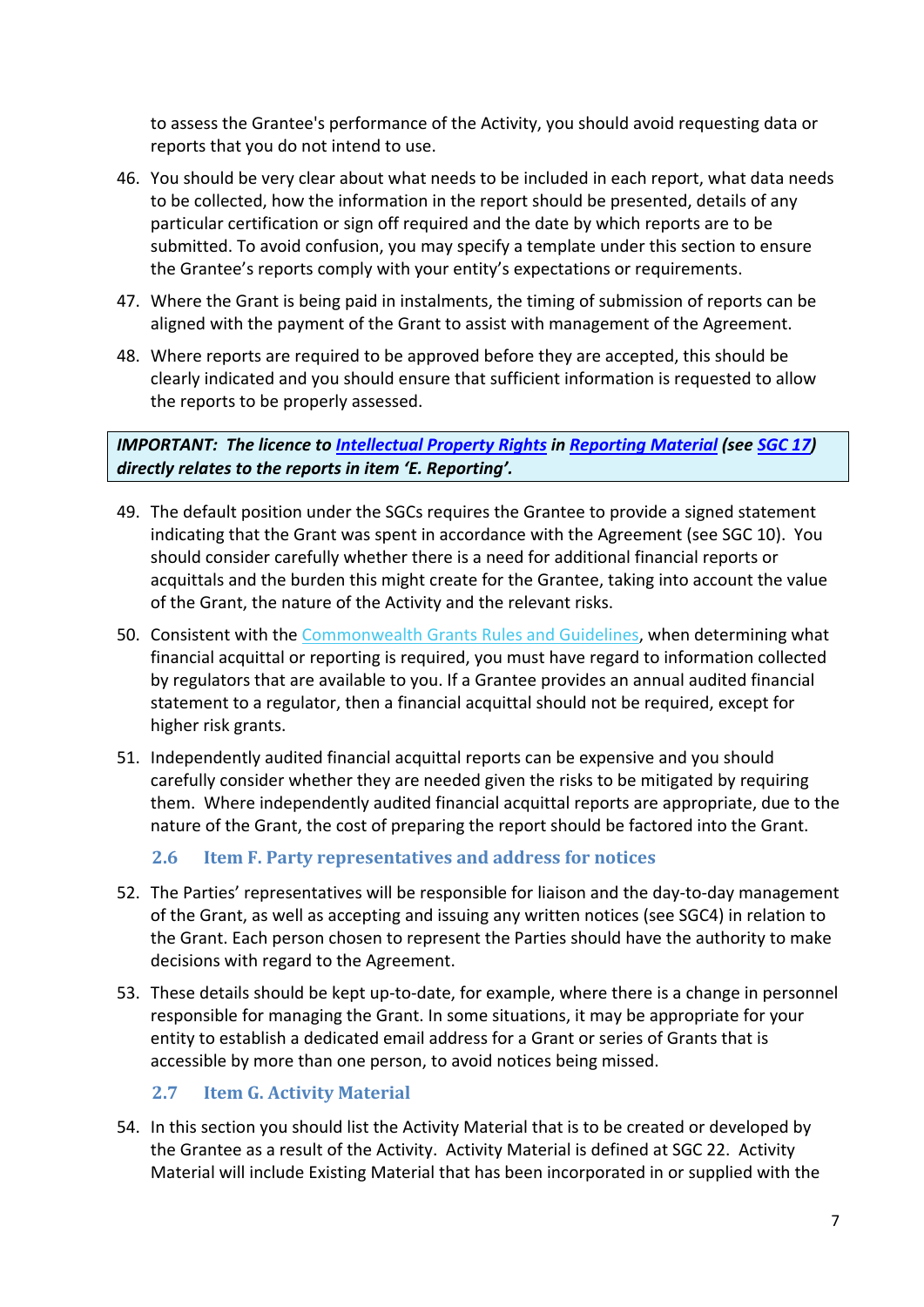to assess the Grantee's performance of the Activity, you should avoid requesting data or reports that you do not intend to use.

46. You should be very clear about what needs to be included in each report, what data needs to be collected, how the information in the report should be presented, details of any particular certification or sign off required and the date by which reports are to be submitted. To avoid confusion, you may specify a template under this section to ensure the Grantee's reports comply with your entity's expectations or requirements.

47. Where the Grant is being paid in instalments, the timing of submission of reports can be aligned with the payment of the Grant to assist with management of the Agreement.

48. Where reports are required to be approved before they are accepted, this should be clearly indicated and you should ensure that sufficient information is requested to allow the reports to be properly assessed.

> ***IMPORTANT: The licence to Intellectual Property Rights in Reporting Material (see SGC 17) directly relates to the reports in item 'E. Reporting'.***

49. The default position under the SGCs requires the Grantee to provide a signed statement indicating that the Grant was spent in accordance with the Agreement (see SGC 10). You should consider carefully whether there is a need for additional financial reports or acquittals and the burden this might create for the Grantee, taking into account the value of the Grant, the nature of the Activity and the relevant risks.

50. Consistent with the Commonwealth Grants Rules and Guidelines, when determining what financial acquittal or reporting is required, you must have regard to information collected by regulators that are available to you. If a Grantee provides an annual audited financial statement to a regulator, then a financial acquittal should not be required, except for higher risk grants.

51. Independently audited financial acquittal reports can be expensive and you should carefully consider whether they are needed given the risks to be mitigated by requiring them. Where independently audited financial acquittal reports are appropriate, due to the nature of the Grant, the cost of preparing the report should be factored into the Grant.

### 2.6 Item F. Party representatives and address for notices

52. The Parties' representatives will be responsible for liaison and the day-to-day management of the Grant, as well as accepting and issuing any written notices (see SGC4) in relation to the Grant. Each person chosen to represent the Parties should have the authority to make decisions with regard to the Agreement.

53. These details should be kept up-to-date, for example, where there is a change in personnel responsible for managing the Grant. In some situations, it may be appropriate for your entity to establish a dedicated email address for a Grant or series of Grants that is accessible by more than one person, to avoid notices being missed.

### 2.7 Item G. Activity Material

54. In this section you should list the Activity Material that is to be created or developed by the Grantee as a result of the Activity. Activity Material is defined at SGC 22. Activity Material will include Existing Material that has been incorporated in or supplied with the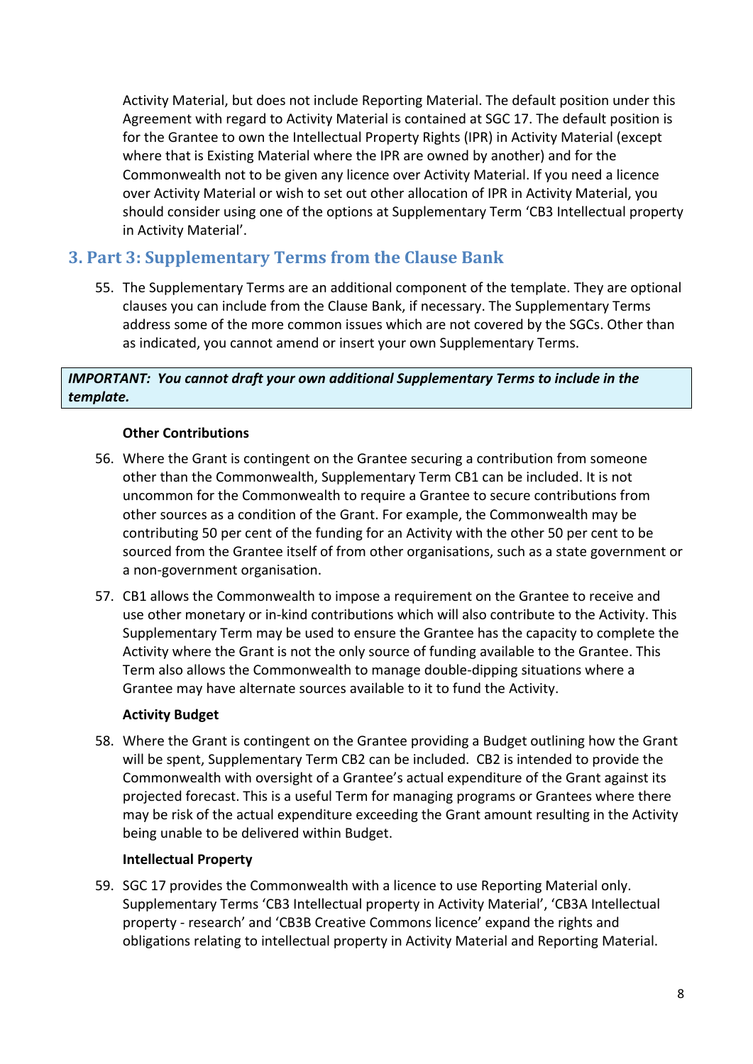Activity Material, but does not include Reporting Material. The default position under this Agreement with regard to Activity Material is contained at SGC 17. The default position is for the Grantee to own the Intellectual Property Rights (IPR) in Activity Material (except where that is Existing Material where the IPR are owned by another) and for the Commonwealth not to be given any licence over Activity Material. If you need a licence over Activity Material or wish to set out other allocation of IPR in Activity Material, you should consider using one of the options at Supplementary Term 'CB3 Intellectual property in Activity Material'.

## 3. Part 3: Supplementary Terms from the Clause Bank

55. The Supplementary Terms are an additional component of the template. They are optional clauses you can include from the Clause Bank, if necessary. The Supplementary Terms address some of the more common issues which are not covered by the SGCs. Other than as indicated, you cannot amend or insert your own Supplementary Terms.

***IMPORTANT: You cannot draft your own additional Supplementary Terms to include in the template.***

**Other Contributions**

56. Where the Grant is contingent on the Grantee securing a contribution from someone other than the Commonwealth, Supplementary Term CB1 can be included. It is not uncommon for the Commonwealth to require a Grantee to secure contributions from other sources as a condition of the Grant. For example, the Commonwealth may be contributing 50 per cent of the funding for an Activity with the other 50 per cent to be sourced from the Grantee itself of from other organisations, such as a state government or a non-government organisation.

57. CB1 allows the Commonwealth to impose a requirement on the Grantee to receive and use other monetary or in-kind contributions which will also contribute to the Activity. This Supplementary Term may be used to ensure the Grantee has the capacity to complete the Activity where the Grant is not the only source of funding available to the Grantee. This Term also allows the Commonwealth to manage double-dipping situations where a Grantee may have alternate sources available to it to fund the Activity.

**Activity Budget**

58. Where the Grant is contingent on the Grantee providing a Budget outlining how the Grant will be spent, Supplementary Term CB2 can be included. CB2 is intended to provide the Commonwealth with oversight of a Grantee's actual expenditure of the Grant against its projected forecast. This is a useful Term for managing programs or Grantees where there may be risk of the actual expenditure exceeding the Grant amount resulting in the Activity being unable to be delivered within Budget.

**Intellectual Property**

59. SGC 17 provides the Commonwealth with a licence to use Reporting Material only. Supplementary Terms 'CB3 Intellectual property in Activity Material', 'CB3A Intellectual property - research' and 'CB3B Creative Commons licence' expand the rights and obligations relating to intellectual property in Activity Material and Reporting Material.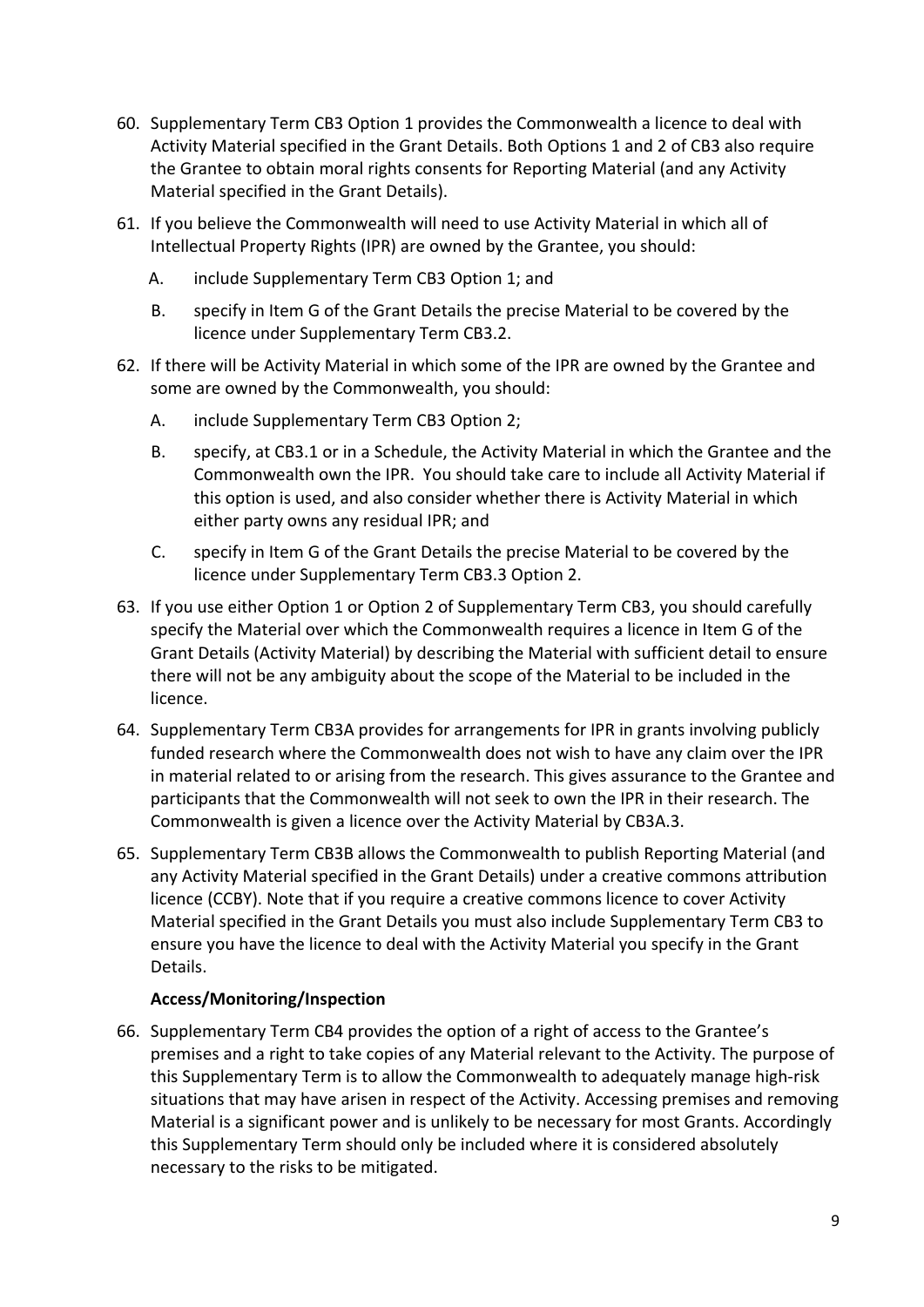60. Supplementary Term CB3 Option 1 provides the Commonwealth a licence to deal with Activity Material specified in the Grant Details. Both Options 1 and 2 of CB3 also require the Grantee to obtain moral rights consents for Reporting Material (and any Activity Material specified in the Grant Details).

61. If you believe the Commonwealth will need to use Activity Material in which all of Intellectual Property Rights (IPR) are owned by the Grantee, you should:

    A. include Supplementary Term CB3 Option 1; and

    B. specify in Item G of the Grant Details the precise Material to be covered by the licence under Supplementary Term CB3.2.

62. If there will be Activity Material in which some of the IPR are owned by the Grantee and some are owned by the Commonwealth, you should:

    A. include Supplementary Term CB3 Option 2;

    B. specify, at CB3.1 or in a Schedule, the Activity Material in which the Grantee and the Commonwealth own the IPR. You should take care to include all Activity Material if this option is used, and also consider whether there is Activity Material in which either party owns any residual IPR; and

    C. specify in Item G of the Grant Details the precise Material to be covered by the licence under Supplementary Term CB3.3 Option 2.

63. If you use either Option 1 or Option 2 of Supplementary Term CB3, you should carefully specify the Material over which the Commonwealth requires a licence in Item G of the Grant Details (Activity Material) by describing the Material with sufficient detail to ensure there will not be any ambiguity about the scope of the Material to be included in the licence.

64. Supplementary Term CB3A provides for arrangements for IPR in grants involving publicly funded research where the Commonwealth does not wish to have any claim over the IPR in material related to or arising from the research. This gives assurance to the Grantee and participants that the Commonwealth will not seek to own the IPR in their research. The Commonwealth is given a licence over the Activity Material by CB3A.3.

65. Supplementary Term CB3B allows the Commonwealth to publish Reporting Material (and any Activity Material specified in the Grant Details) under a creative commons attribution licence (CCBY). Note that if you require a creative commons licence to cover Activity Material specified in the Grant Details you must also include Supplementary Term CB3 to ensure you have the licence to deal with the Activity Material you specify in the Grant Details.

**Access/Monitoring/Inspection**

66. Supplementary Term CB4 provides the option of a right of access to the Grantee's premises and a right to take copies of any Material relevant to the Activity. The purpose of this Supplementary Term is to allow the Commonwealth to adequately manage high-risk situations that may have arisen in respect of the Activity. Accessing premises and removing Material is a significant power and is unlikely to be necessary for most Grants. Accordingly this Supplementary Term should only be included where it is considered absolutely necessary to the risks to be mitigated.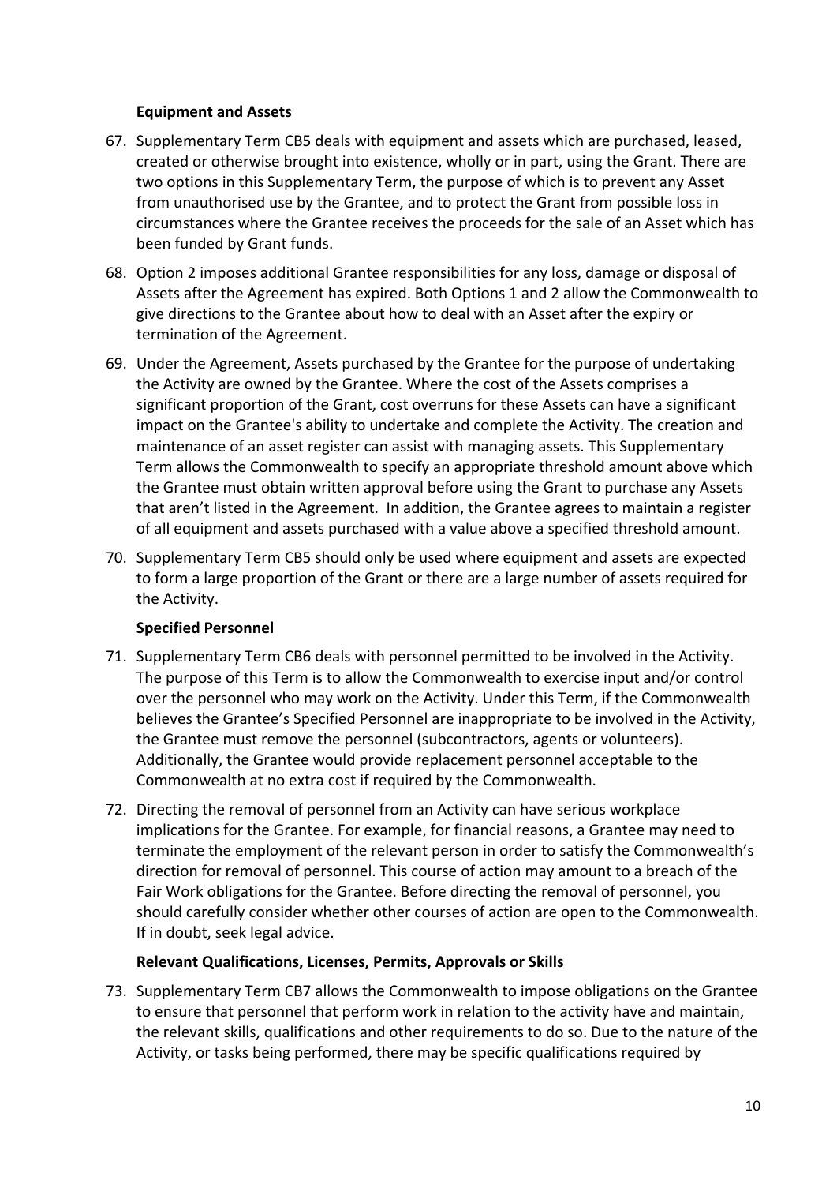### Equipment and Assets

67. Supplementary Term CB5 deals with equipment and assets which are purchased, leased, created or otherwise brought into existence, wholly or in part, using the Grant. There are two options in this Supplementary Term, the purpose of which is to prevent any Asset from unauthorised use by the Grantee, and to protect the Grant from possible loss in circumstances where the Grantee receives the proceeds for the sale of an Asset which has been funded by Grant funds.

68. Option 2 imposes additional Grantee responsibilities for any loss, damage or disposal of Assets after the Agreement has expired. Both Options 1 and 2 allow the Commonwealth to give directions to the Grantee about how to deal with an Asset after the expiry or termination of the Agreement.

69. Under the Agreement, Assets purchased by the Grantee for the purpose of undertaking the Activity are owned by the Grantee. Where the cost of the Assets comprises a significant proportion of the Grant, cost overruns for these Assets can have a significant impact on the Grantee's ability to undertake and complete the Activity. The creation and maintenance of an asset register can assist with managing assets. This Supplementary Term allows the Commonwealth to specify an appropriate threshold amount above which the Grantee must obtain written approval before using the Grant to purchase any Assets that aren't listed in the Agreement. In addition, the Grantee agrees to maintain a register of all equipment and assets purchased with a value above a specified threshold amount.

70. Supplementary Term CB5 should only be used where equipment and assets are expected to form a large proportion of the Grant or there are a large number of assets required for the Activity.

### Specified Personnel

71. Supplementary Term CB6 deals with personnel permitted to be involved in the Activity. The purpose of this Term is to allow the Commonwealth to exercise input and/or control over the personnel who may work on the Activity. Under this Term, if the Commonwealth believes the Grantee's Specified Personnel are inappropriate to be involved in the Activity, the Grantee must remove the personnel (subcontractors, agents or volunteers). Additionally, the Grantee would provide replacement personnel acceptable to the Commonwealth at no extra cost if required by the Commonwealth.

72. Directing the removal of personnel from an Activity can have serious workplace implications for the Grantee. For example, for financial reasons, a Grantee may need to terminate the employment of the relevant person in order to satisfy the Commonwealth's direction for removal of personnel. This course of action may amount to a breach of the Fair Work obligations for the Grantee. Before directing the removal of personnel, you should carefully consider whether other courses of action are open to the Commonwealth. If in doubt, seek legal advice.

### Relevant Qualifications, Licenses, Permits, Approvals or Skills

73. Supplementary Term CB7 allows the Commonwealth to impose obligations on the Grantee to ensure that personnel that perform work in relation to the activity have and maintain, the relevant skills, qualifications and other requirements to do so. Due to the nature of the Activity, or tasks being performed, there may be specific qualifications required by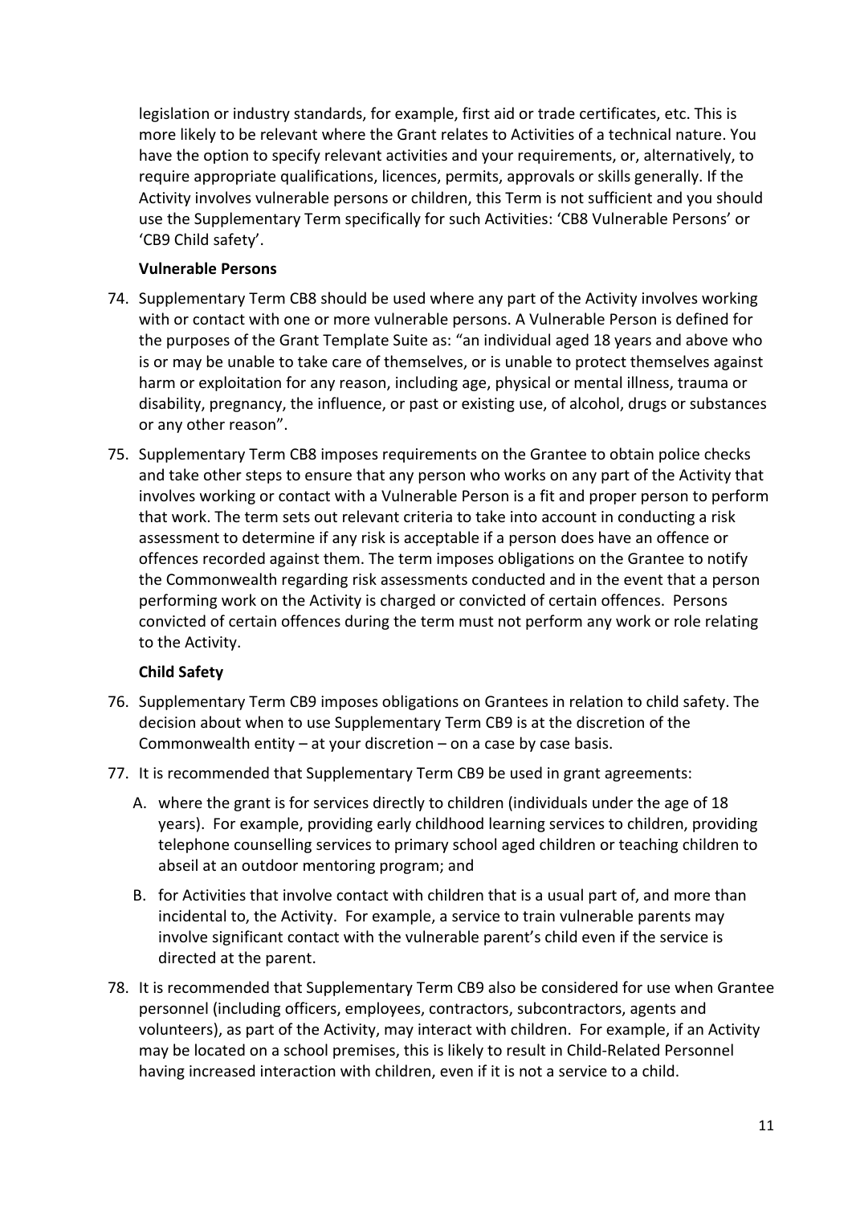legislation or industry standards, for example, first aid or trade certificates, etc. This is more likely to be relevant where the Grant relates to Activities of a technical nature. You have the option to specify relevant activities and your requirements, or, alternatively, to require appropriate qualifications, licences, permits, approvals or skills generally. If the Activity involves vulnerable persons or children, this Term is not sufficient and you should use the Supplementary Term specifically for such Activities: 'CB8 Vulnerable Persons' or 'CB9 Child safety'.

**Vulnerable Persons**

74. Supplementary Term CB8 should be used where any part of the Activity involves working with or contact with one or more vulnerable persons. A Vulnerable Person is defined for the purposes of the Grant Template Suite as: "an individual aged 18 years and above who is or may be unable to take care of themselves, or is unable to protect themselves against harm or exploitation for any reason, including age, physical or mental illness, trauma or disability, pregnancy, the influence, or past or existing use, of alcohol, drugs or substances or any other reason".

75. Supplementary Term CB8 imposes requirements on the Grantee to obtain police checks and take other steps to ensure that any person who works on any part of the Activity that involves working or contact with a Vulnerable Person is a fit and proper person to perform that work. The term sets out relevant criteria to take into account in conducting a risk assessment to determine if any risk is acceptable if a person does have an offence or offences recorded against them. The term imposes obligations on the Grantee to notify the Commonwealth regarding risk assessments conducted and in the event that a person performing work on the Activity is charged or convicted of certain offences. Persons convicted of certain offences during the term must not perform any work or role relating to the Activity.

**Child Safety**

76. Supplementary Term CB9 imposes obligations on Grantees in relation to child safety. The decision about when to use Supplementary Term CB9 is at the discretion of the Commonwealth entity – at your discretion – on a case by case basis.

77. It is recommended that Supplementary Term CB9 be used in grant agreements:

    A. where the grant is for services directly to children (individuals under the age of 18 years). For example, providing early childhood learning services to children, providing telephone counselling services to primary school aged children or teaching children to abseil at an outdoor mentoring program; and

    B. for Activities that involve contact with children that is a usual part of, and more than incidental to, the Activity. For example, a service to train vulnerable parents may involve significant contact with the vulnerable parent's child even if the service is directed at the parent.

78. It is recommended that Supplementary Term CB9 also be considered for use when Grantee personnel (including officers, employees, contractors, subcontractors, agents and volunteers), as part of the Activity, may interact with children. For example, if an Activity may be located on a school premises, this is likely to result in Child-Related Personnel having increased interaction with children, even if it is not a service to a child.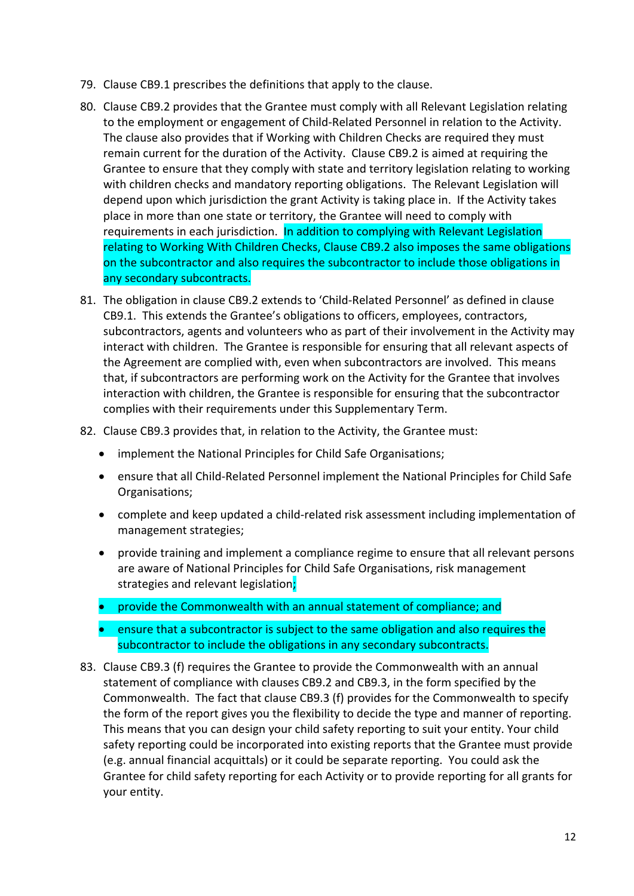79. Clause CB9.1 prescribes the definitions that apply to the clause.

80. Clause CB9.2 provides that the Grantee must comply with all Relevant Legislation relating to the employment or engagement of Child-Related Personnel in relation to the Activity. The clause also provides that if Working with Children Checks are required they must remain current for the duration of the Activity. Clause CB9.2 is aimed at requiring the Grantee to ensure that they comply with state and territory legislation relating to working with children checks and mandatory reporting obligations. The Relevant Legislation will depend upon which jurisdiction the grant Activity is taking place in. If the Activity takes place in more than one state or territory, the Grantee will need to comply with requirements in each jurisdiction. In addition to complying with Relevant Legislation relating to Working With Children Checks, Clause CB9.2 also imposes the same obligations on the subcontractor and also requires the subcontractor to include those obligations in any secondary subcontracts.

81. The obligation in clause CB9.2 extends to 'Child-Related Personnel' as defined in clause CB9.1. This extends the Grantee's obligations to officers, employees, contractors, subcontractors, agents and volunteers who as part of their involvement in the Activity may interact with children. The Grantee is responsible for ensuring that all relevant aspects of the Agreement are complied with, even when subcontractors are involved. This means that, if subcontractors are performing work on the Activity for the Grantee that involves interaction with children, the Grantee is responsible for ensuring that the subcontractor complies with their requirements under this Supplementary Term.

82. Clause CB9.3 provides that, in relation to the Activity, the Grantee must:

    - implement the National Principles for Child Safe Organisations;
    - ensure that all Child-Related Personnel implement the National Principles for Child Safe Organisations;
    - complete and keep updated a child-related risk assessment including implementation of management strategies;
    - provide training and implement a compliance regime to ensure that all relevant persons are aware of National Principles for Child Safe Organisations, risk management strategies and relevant legislation;
    - provide the Commonwealth with an annual statement of compliance; and
    - ensure that a subcontractor is subject to the same obligation and also requires the subcontractor to include the obligations in any secondary subcontracts.

83. Clause CB9.3 (f) requires the Grantee to provide the Commonwealth with an annual statement of compliance with clauses CB9.2 and CB9.3, in the form specified by the Commonwealth. The fact that clause CB9.3 (f) provides for the Commonwealth to specify the form of the report gives you the flexibility to decide the type and manner of reporting. This means that you can design your child safety reporting to suit your entity. Your child safety reporting could be incorporated into existing reports that the Grantee must provide (e.g. annual financial acquittals) or it could be separate reporting. You could ask the Grantee for child safety reporting for each Activity or to provide reporting for all grants for your entity.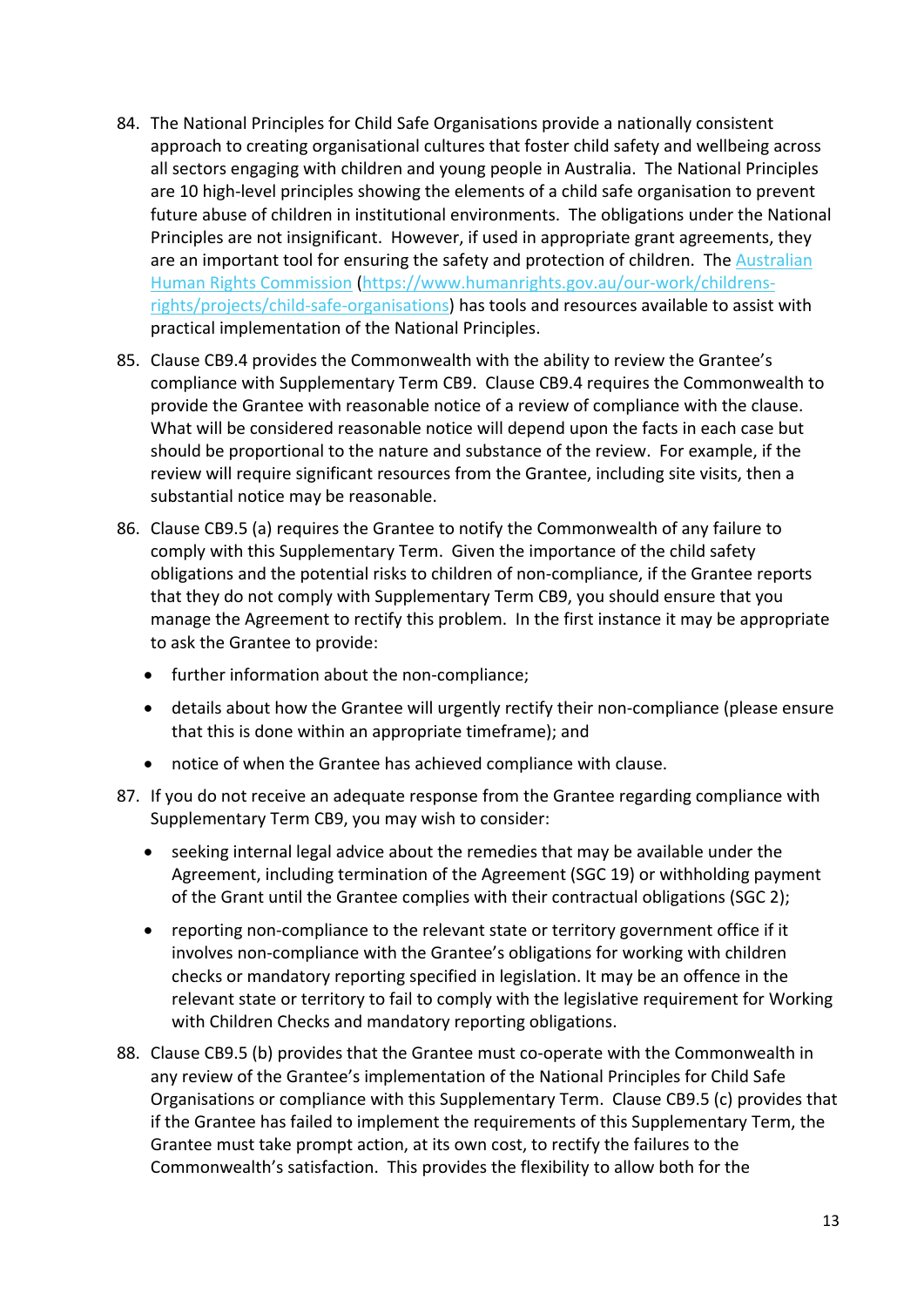84. The National Principles for Child Safe Organisations provide a nationally consistent approach to creating organisational cultures that foster child safety and wellbeing across all sectors engaging with children and young people in Australia. The National Principles are 10 high-level principles showing the elements of a child safe organisation to prevent future abuse of children in institutional environments. The obligations under the National Principles are not insignificant. However, if used in appropriate grant agreements, they are an important tool for ensuring the safety and protection of children. The [Australian Human Rights Commission](https://www.humanrights.gov.au/our-work/childrens-rights/projects/child-safe-organisations) ([https://www.humanrights.gov.au/our-work/childrens-rights/projects/child-safe-organisations](https://www.humanrights.gov.au/our-work/childrens-rights/projects/child-safe-organisations)) has tools and resources available to assist with practical implementation of the National Principles.

85. Clause CB9.4 provides the Commonwealth with the ability to review the Grantee's compliance with Supplementary Term CB9. Clause CB9.4 requires the Commonwealth to provide the Grantee with reasonable notice of a review of compliance with the clause. What will be considered reasonable notice will depend upon the facts in each case but should be proportional to the nature and substance of the review. For example, if the review will require significant resources from the Grantee, including site visits, then a substantial notice may be reasonable.

86. Clause CB9.5 (a) requires the Grantee to notify the Commonwealth of any failure to comply with this Supplementary Term. Given the importance of the child safety obligations and the potential risks to children of non-compliance, if the Grantee reports that they do not comply with Supplementary Term CB9, you should ensure that you manage the Agreement to rectify this problem. In the first instance it may be appropriate to ask the Grantee to provide:
    - further information about the non-compliance;
    - details about how the Grantee will urgently rectify their non-compliance (please ensure that this is done within an appropriate timeframe); and
    - notice of when the Grantee has achieved compliance with clause.

87. If you do not receive an adequate response from the Grantee regarding compliance with Supplementary Term CB9, you may wish to consider:
    - seeking internal legal advice about the remedies that may be available under the Agreement, including termination of the Agreement (SGC 19) or withholding payment of the Grant until the Grantee complies with their contractual obligations (SGC 2);
    - reporting non-compliance to the relevant state or territory government office if it involves non-compliance with the Grantee's obligations for working with children checks or mandatory reporting specified in legislation. It may be an offence in the relevant state or territory to fail to comply with the legislative requirement for Working with Children Checks and mandatory reporting obligations.

88. Clause CB9.5 (b) provides that the Grantee must co-operate with the Commonwealth in any review of the Grantee's implementation of the National Principles for Child Safe Organisations or compliance with this Supplementary Term. Clause CB9.5 (c) provides that if the Grantee has failed to implement the requirements of this Supplementary Term, the Grantee must take prompt action, at its own cost, to rectify the failures to the Commonwealth's satisfaction. This provides the flexibility to allow both for the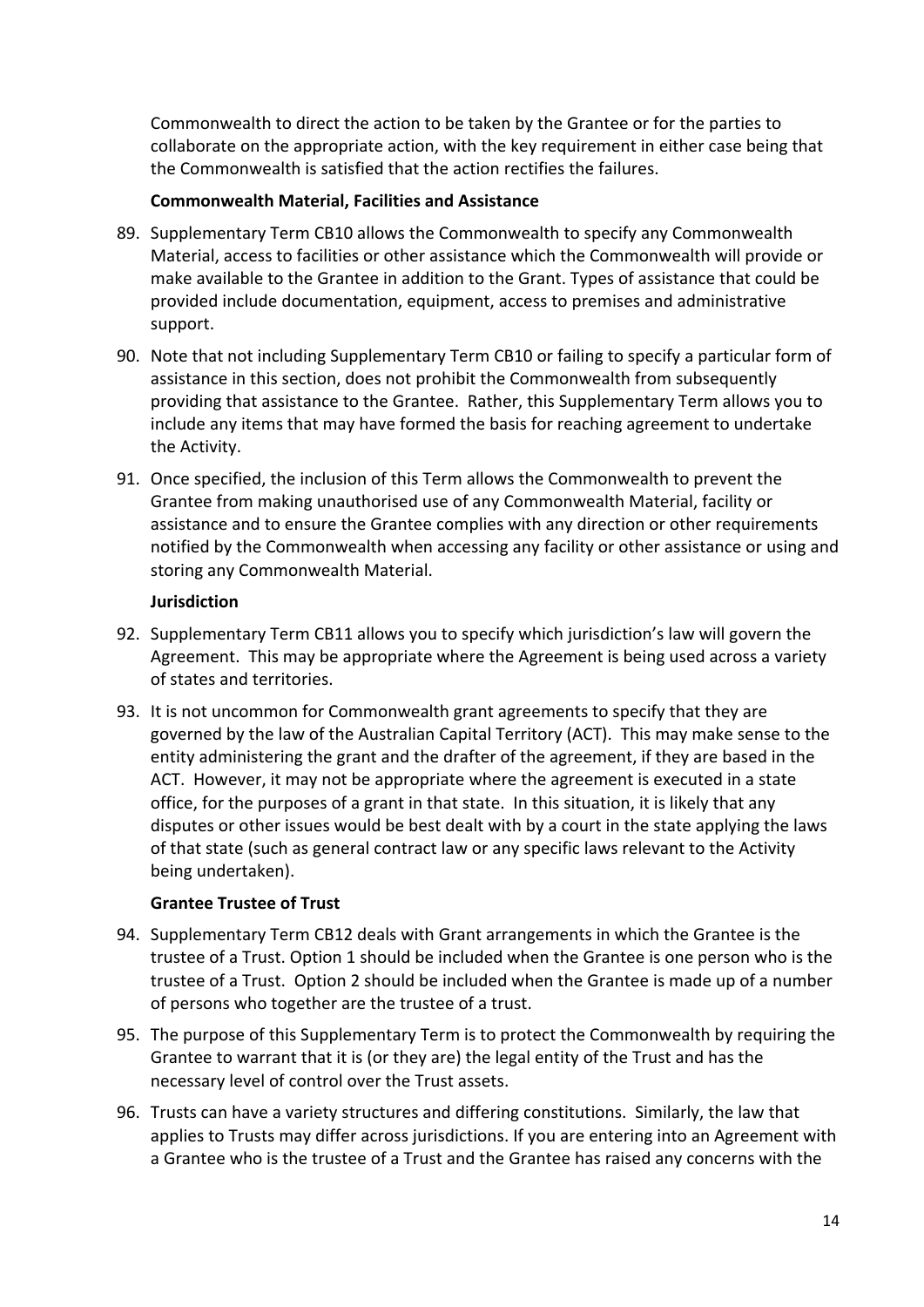Commonwealth to direct the action to be taken by the Grantee or for the parties to collaborate on the appropriate action, with the key requirement in either case being that the Commonwealth is satisfied that the action rectifies the failures.

**Commonwealth Material, Facilities and Assistance**

89. Supplementary Term CB10 allows the Commonwealth to specify any Commonwealth Material, access to facilities or other assistance which the Commonwealth will provide or make available to the Grantee in addition to the Grant. Types of assistance that could be provided include documentation, equipment, access to premises and administrative support.

90. Note that not including Supplementary Term CB10 or failing to specify a particular form of assistance in this section, does not prohibit the Commonwealth from subsequently providing that assistance to the Grantee. Rather, this Supplementary Term allows you to include any items that may have formed the basis for reaching agreement to undertake the Activity.

91. Once specified, the inclusion of this Term allows the Commonwealth to prevent the Grantee from making unauthorised use of any Commonwealth Material, facility or assistance and to ensure the Grantee complies with any direction or other requirements notified by the Commonwealth when accessing any facility or other assistance or using and storing any Commonwealth Material.

**Jurisdiction**

92. Supplementary Term CB11 allows you to specify which jurisdiction's law will govern the Agreement. This may be appropriate where the Agreement is being used across a variety of states and territories.

93. It is not uncommon for Commonwealth grant agreements to specify that they are governed by the law of the Australian Capital Territory (ACT). This may make sense to the entity administering the grant and the drafter of the agreement, if they are based in the ACT. However, it may not be appropriate where the agreement is executed in a state office, for the purposes of a grant in that state. In this situation, it is likely that any disputes or other issues would be best dealt with by a court in the state applying the laws of that state (such as general contract law or any specific laws relevant to the Activity being undertaken).

**Grantee Trustee of Trust**

94. Supplementary Term CB12 deals with Grant arrangements in which the Grantee is the trustee of a Trust. Option 1 should be included when the Grantee is one person who is the trustee of a Trust. Option 2 should be included when the Grantee is made up of a number of persons who together are the trustee of a trust.

95. The purpose of this Supplementary Term is to protect the Commonwealth by requiring the Grantee to warrant that it is (or they are) the legal entity of the Trust and has the necessary level of control over the Trust assets.

96. Trusts can have a variety structures and differing constitutions. Similarly, the law that applies to Trusts may differ across jurisdictions. If you are entering into an Agreement with a Grantee who is the trustee of a Trust and the Grantee has raised any concerns with the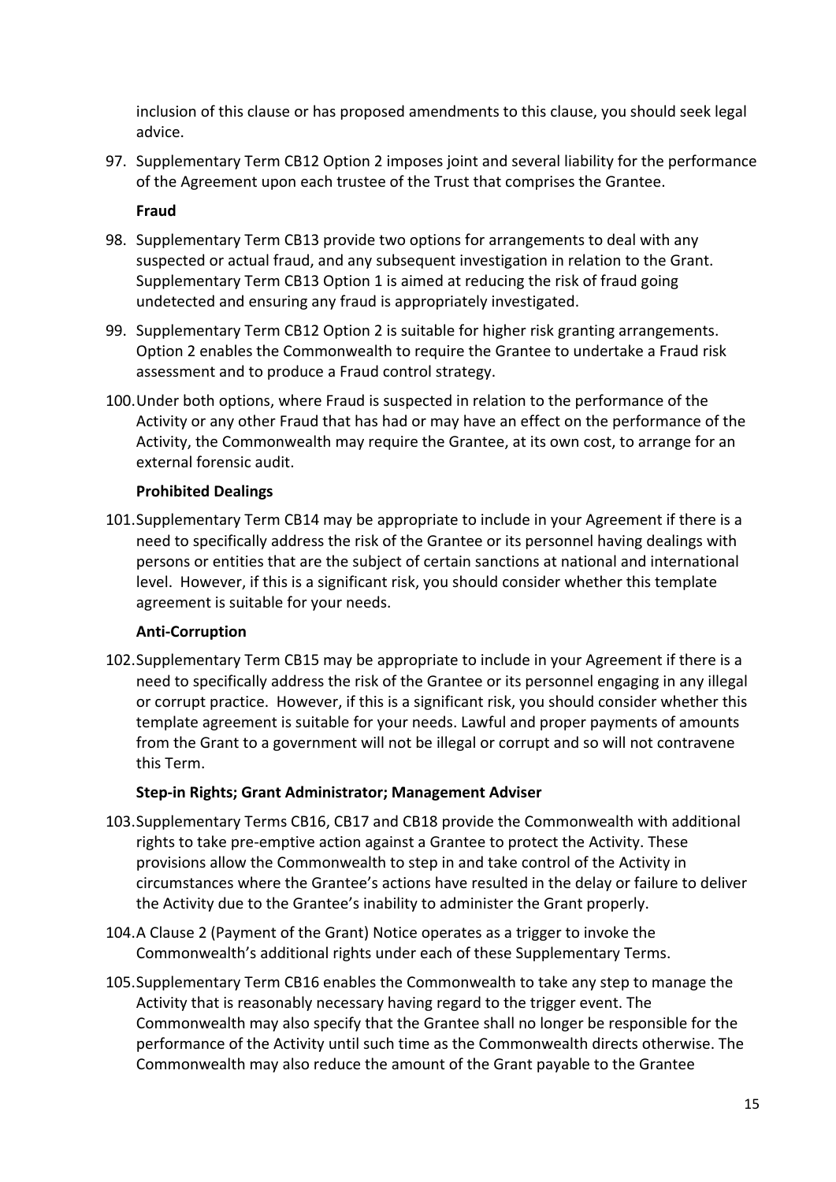inclusion of this clause or has proposed amendments to this clause, you should seek legal advice.

97. Supplementary Term CB12 Option 2 imposes joint and several liability for the performance of the Agreement upon each trustee of the Trust that comprises the Grantee.

**Fraud**

98. Supplementary Term CB13 provide two options for arrangements to deal with any suspected or actual fraud, and any subsequent investigation in relation to the Grant. Supplementary Term CB13 Option 1 is aimed at reducing the risk of fraud going undetected and ensuring any fraud is appropriately investigated.

99. Supplementary Term CB12 Option 2 is suitable for higher risk granting arrangements. Option 2 enables the Commonwealth to require the Grantee to undertake a Fraud risk assessment and to produce a Fraud control strategy.

100. Under both options, where Fraud is suspected in relation to the performance of the Activity or any other Fraud that has had or may have an effect on the performance of the Activity, the Commonwealth may require the Grantee, at its own cost, to arrange for an external forensic audit.

**Prohibited Dealings**

101. Supplementary Term CB14 may be appropriate to include in your Agreement if there is a need to specifically address the risk of the Grantee or its personnel having dealings with persons or entities that are the subject of certain sanctions at national and international level. However, if this is a significant risk, you should consider whether this template agreement is suitable for your needs.

**Anti-Corruption**

102. Supplementary Term CB15 may be appropriate to include in your Agreement if there is a need to specifically address the risk of the Grantee or its personnel engaging in any illegal or corrupt practice. However, if this is a significant risk, you should consider whether this template agreement is suitable for your needs. Lawful and proper payments of amounts from the Grant to a government will not be illegal or corrupt and so will not contravene this Term.

**Step-in Rights; Grant Administrator; Management Adviser**

103. Supplementary Terms CB16, CB17 and CB18 provide the Commonwealth with additional rights to take pre-emptive action against a Grantee to protect the Activity. These provisions allow the Commonwealth to step in and take control of the Activity in circumstances where the Grantee's actions have resulted in the delay or failure to deliver the Activity due to the Grantee's inability to administer the Grant properly.

104. A Clause 2 (Payment of the Grant) Notice operates as a trigger to invoke the Commonwealth's additional rights under each of these Supplementary Terms.

105. Supplementary Term CB16 enables the Commonwealth to take any step to manage the Activity that is reasonably necessary having regard to the trigger event. The Commonwealth may also specify that the Grantee shall no longer be responsible for the performance of the Activity until such time as the Commonwealth directs otherwise. The Commonwealth may also reduce the amount of the Grant payable to the Grantee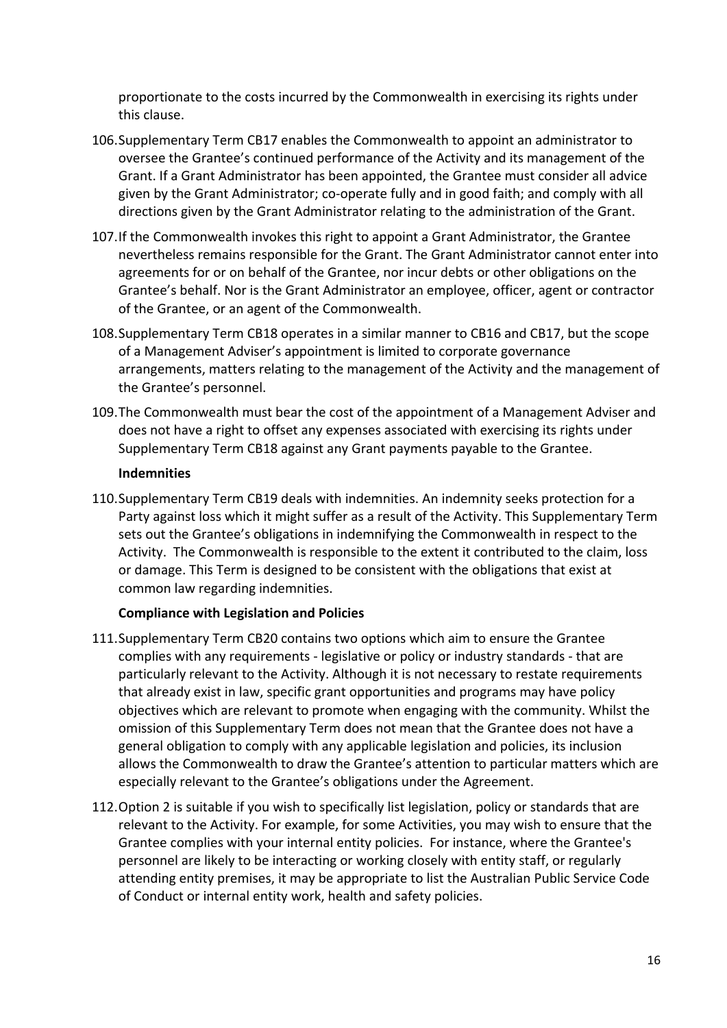proportionate to the costs incurred by the Commonwealth in exercising its rights under this clause.

106. Supplementary Term CB17 enables the Commonwealth to appoint an administrator to oversee the Grantee's continued performance of the Activity and its management of the Grant. If a Grant Administrator has been appointed, the Grantee must consider all advice given by the Grant Administrator; co-operate fully and in good faith; and comply with all directions given by the Grant Administrator relating to the administration of the Grant.

107. If the Commonwealth invokes this right to appoint a Grant Administrator, the Grantee nevertheless remains responsible for the Grant. The Grant Administrator cannot enter into agreements for or on behalf of the Grantee, nor incur debts or other obligations on the Grantee's behalf. Nor is the Grant Administrator an employee, officer, agent or contractor of the Grantee, or an agent of the Commonwealth.

108. Supplementary Term CB18 operates in a similar manner to CB16 and CB17, but the scope of a Management Adviser's appointment is limited to corporate governance arrangements, matters relating to the management of the Activity and the management of the Grantee's personnel.

109. The Commonwealth must bear the cost of the appointment of a Management Adviser and does not have a right to offset any expenses associated with exercising its rights under Supplementary Term CB18 against any Grant payments payable to the Grantee.

**Indemnities**

110. Supplementary Term CB19 deals with indemnities. An indemnity seeks protection for a Party against loss which it might suffer as a result of the Activity. This Supplementary Term sets out the Grantee's obligations in indemnifying the Commonwealth in respect to the Activity. The Commonwealth is responsible to the extent it contributed to the claim, loss or damage. This Term is designed to be consistent with the obligations that exist at common law regarding indemnities.

**Compliance with Legislation and Policies**

111. Supplementary Term CB20 contains two options which aim to ensure the Grantee complies with any requirements - legislative or policy or industry standards - that are particularly relevant to the Activity. Although it is not necessary to restate requirements that already exist in law, specific grant opportunities and programs may have policy objectives which are relevant to promote when engaging with the community. Whilst the omission of this Supplementary Term does not mean that the Grantee does not have a general obligation to comply with any applicable legislation and policies, its inclusion allows the Commonwealth to draw the Grantee's attention to particular matters which are especially relevant to the Grantee's obligations under the Agreement.

112. Option 2 is suitable if you wish to specifically list legislation, policy or standards that are relevant to the Activity. For example, for some Activities, you may wish to ensure that the Grantee complies with your internal entity policies. For instance, where the Grantee's personnel are likely to be interacting or working closely with entity staff, or regularly attending entity premises, it may be appropriate to list the Australian Public Service Code of Conduct or internal entity work, health and safety policies.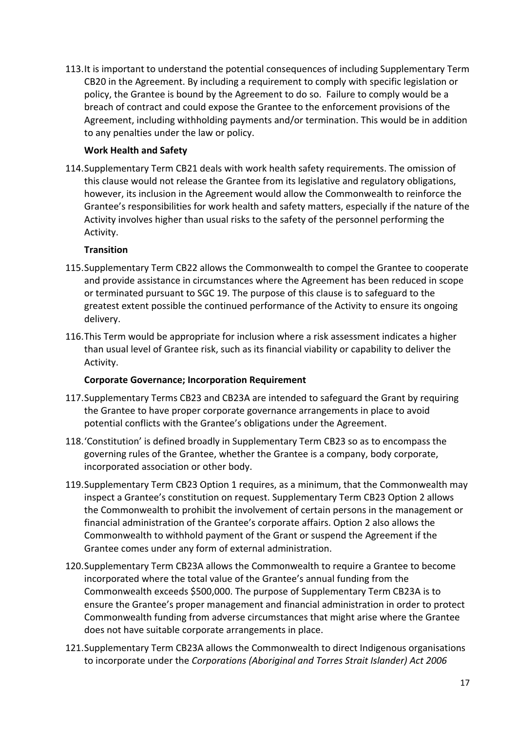113. It is important to understand the potential consequences of including Supplementary Term CB20 in the Agreement. By including a requirement to comply with specific legislation or policy, the Grantee is bound by the Agreement to do so. Failure to comply would be a breach of contract and could expose the Grantee to the enforcement provisions of the Agreement, including withholding payments and/or termination. This would be in addition to any penalties under the law or policy.

**Work Health and Safety**

114. Supplementary Term CB21 deals with work health safety requirements. The omission of this clause would not release the Grantee from its legislative and regulatory obligations, however, its inclusion in the Agreement would allow the Commonwealth to reinforce the Grantee's responsibilities for work health and safety matters, especially if the nature of the Activity involves higher than usual risks to the safety of the personnel performing the Activity.

**Transition**

115. Supplementary Term CB22 allows the Commonwealth to compel the Grantee to cooperate and provide assistance in circumstances where the Agreement has been reduced in scope or terminated pursuant to SGC 19. The purpose of this clause is to safeguard to the greatest extent possible the continued performance of the Activity to ensure its ongoing delivery.

116. This Term would be appropriate for inclusion where a risk assessment indicates a higher than usual level of Grantee risk, such as its financial viability or capability to deliver the Activity.

**Corporate Governance; Incorporation Requirement**

117. Supplementary Terms CB23 and CB23A are intended to safeguard the Grant by requiring the Grantee to have proper corporate governance arrangements in place to avoid potential conflicts with the Grantee's obligations under the Agreement.

118. 'Constitution' is defined broadly in Supplementary Term CB23 so as to encompass the governing rules of the Grantee, whether the Grantee is a company, body corporate, incorporated association or other body.

119. Supplementary Term CB23 Option 1 requires, as a minimum, that the Commonwealth may inspect a Grantee's constitution on request. Supplementary Term CB23 Option 2 allows the Commonwealth to prohibit the involvement of certain persons in the management or financial administration of the Grantee's corporate affairs. Option 2 also allows the Commonwealth to withhold payment of the Grant or suspend the Agreement if the Grantee comes under any form of external administration.

120. Supplementary Term CB23A allows the Commonwealth to require a Grantee to become incorporated where the total value of the Grantee's annual funding from the Commonwealth exceeds $500,000. The purpose of Supplementary Term CB23A is to ensure the Grantee's proper management and financial administration in order to protect Commonwealth funding from adverse circumstances that might arise where the Grantee does not have suitable corporate arrangements in place.

121. Supplementary Term CB23A allows the Commonwealth to direct Indigenous organisations to incorporate under the *Corporations (Aboriginal and Torres Strait Islander) Act 2006*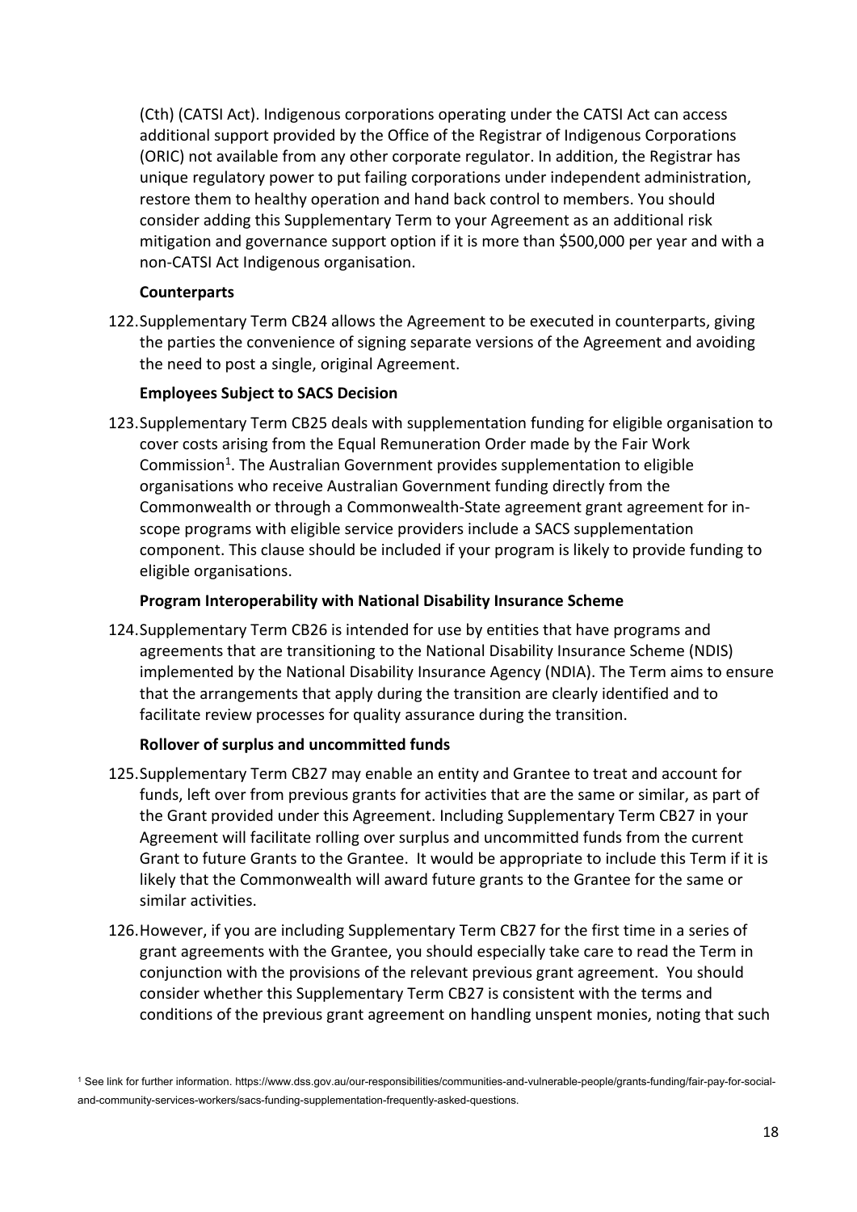(Cth) (CATSI Act). Indigenous corporations operating under the CATSI Act can access additional support provided by the Office of the Registrar of Indigenous Corporations (ORIC) not available from any other corporate regulator. In addition, the Registrar has unique regulatory power to put failing corporations under independent administration, restore them to healthy operation and hand back control to members. You should consider adding this Supplementary Term to your Agreement as an additional risk mitigation and governance support option if it is more than $500,000 per year and with a non-CATSI Act Indigenous organisation.

**Counterparts**

122. Supplementary Term CB24 allows the Agreement to be executed in counterparts, giving the parties the convenience of signing separate versions of the Agreement and avoiding the need to post a single, original Agreement.

**Employees Subject to SACS Decision**

123. Supplementary Term CB25 deals with supplementation funding for eligible organisation to cover costs arising from the Equal Remuneration Order made by the Fair Work Commission[1]. The Australian Government provides supplementation to eligible organisations who receive Australian Government funding directly from the Commonwealth or through a Commonwealth-State agreement grant agreement for in-scope programs with eligible service providers include a SACS supplementation component. This clause should be included if your program is likely to provide funding to eligible organisations.

**Program Interoperability with National Disability Insurance Scheme**

124. Supplementary Term CB26 is intended for use by entities that have programs and agreements that are transitioning to the National Disability Insurance Scheme (NDIS) implemented by the National Disability Insurance Agency (NDIA). The Term aims to ensure that the arrangements that apply during the transition are clearly identified and to facilitate review processes for quality assurance during the transition.

**Rollover of surplus and uncommitted funds**

125. Supplementary Term CB27 may enable an entity and Grantee to treat and account for funds, left over from previous grants for activities that are the same or similar, as part of the Grant provided under this Agreement. Including Supplementary Term CB27 in your Agreement will facilitate rolling over surplus and uncommitted funds from the current Grant to future Grants to the Grantee. It would be appropriate to include this Term if it is likely that the Commonwealth will award future grants to the Grantee for the same or similar activities.

126. However, if you are including Supplementary Term CB27 for the first time in a series of grant agreements with the Grantee, you should especially take care to read the Term in conjunction with the provisions of the relevant previous grant agreement. You should consider whether this Supplementary Term CB27 is consistent with the terms and conditions of the previous grant agreement on handling unspent monies, noting that such

[1] See link for further information. https://www.dss.gov.au/our-responsibilities/communities-and-vulnerable-people/grants-funding/fair-pay-for-social-and-community-services-workers/sacs-funding-supplementation-frequently-asked-questions.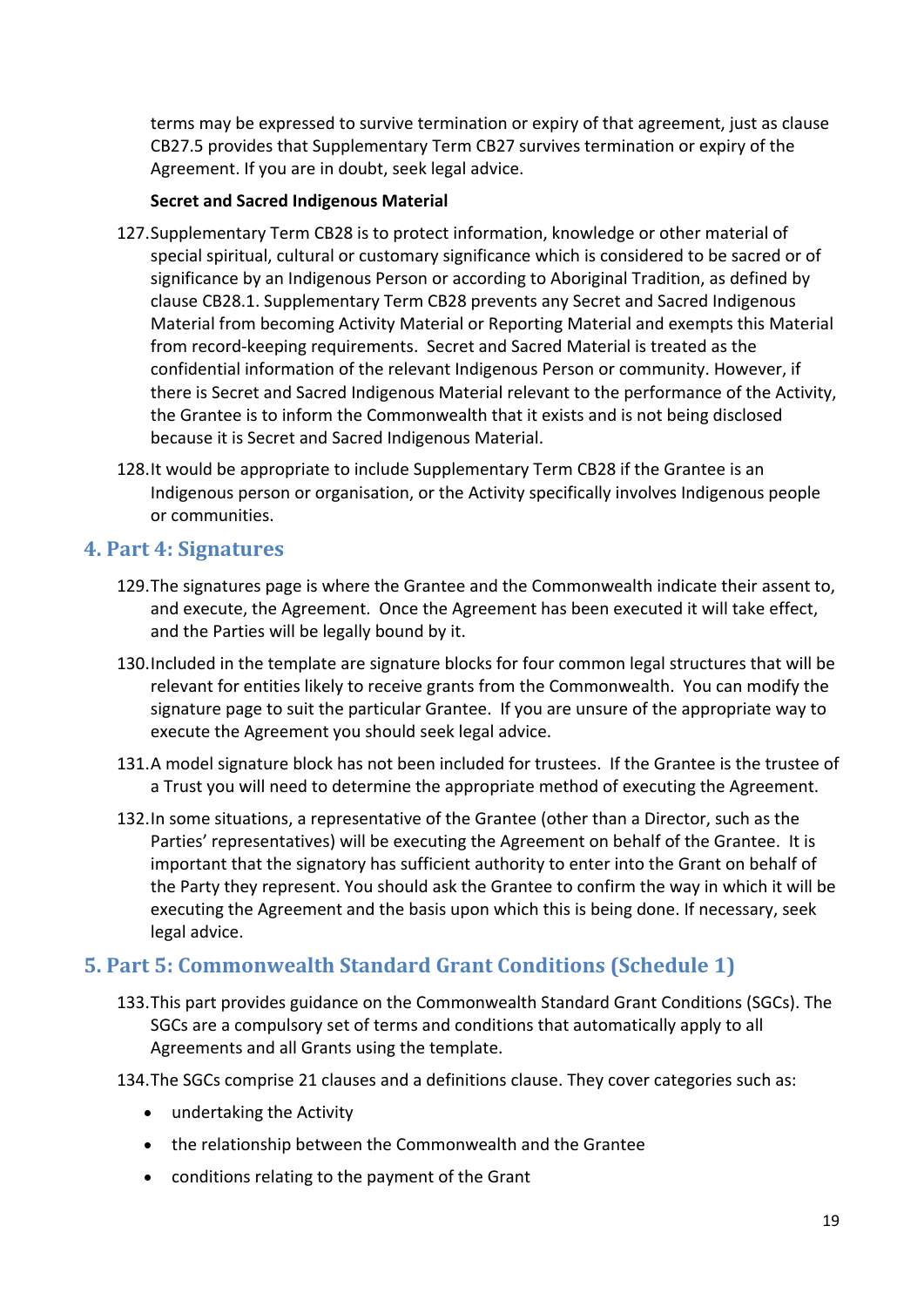terms may be expressed to survive termination or expiry of that agreement, just as clause CB27.5 provides that Supplementary Term CB27 survives termination or expiry of the Agreement. If you are in doubt, seek legal advice.

**Secret and Sacred Indigenous Material**

127. Supplementary Term CB28 is to protect information, knowledge or other material of special spiritual, cultural or customary significance which is considered to be sacred or of significance by an Indigenous Person or according to Aboriginal Tradition, as defined by clause CB28.1. Supplementary Term CB28 prevents any Secret and Sacred Indigenous Material from becoming Activity Material or Reporting Material and exempts this Material from record-keeping requirements. Secret and Sacred Material is treated as the confidential information of the relevant Indigenous Person or community. However, if there is Secret and Sacred Indigenous Material relevant to the performance of the Activity, the Grantee is to inform the Commonwealth that it exists and is not being disclosed because it is Secret and Sacred Indigenous Material.

128. It would be appropriate to include Supplementary Term CB28 if the Grantee is an Indigenous person or organisation, or the Activity specifically involves Indigenous people or communities.

## 4. Part 4: Signatures

129. The signatures page is where the Grantee and the Commonwealth indicate their assent to, and execute, the Agreement. Once the Agreement has been executed it will take effect, and the Parties will be legally bound by it.

130. Included in the template are signature blocks for four common legal structures that will be relevant for entities likely to receive grants from the Commonwealth. You can modify the signature page to suit the particular Grantee. If you are unsure of the appropriate way to execute the Agreement you should seek legal advice.

131. A model signature block has not been included for trustees. If the Grantee is the trustee of a Trust you will need to determine the appropriate method of executing the Agreement.

132. In some situations, a representative of the Grantee (other than a Director, such as the Parties' representatives) will be executing the Agreement on behalf of the Grantee. It is important that the signatory has sufficient authority to enter into the Grant on behalf of the Party they represent. You should ask the Grantee to confirm the way in which it will be executing the Agreement and the basis upon which this is being done. If necessary, seek legal advice.

## 5. Part 5: Commonwealth Standard Grant Conditions (Schedule 1)

133. This part provides guidance on the Commonwealth Standard Grant Conditions (SGCs). The SGCs are a compulsory set of terms and conditions that automatically apply to all Agreements and all Grants using the template.

134. The SGCs comprise 21 clauses and a definitions clause. They cover categories such as:

- undertaking the Activity
- the relationship between the Commonwealth and the Grantee
- conditions relating to the payment of the Grant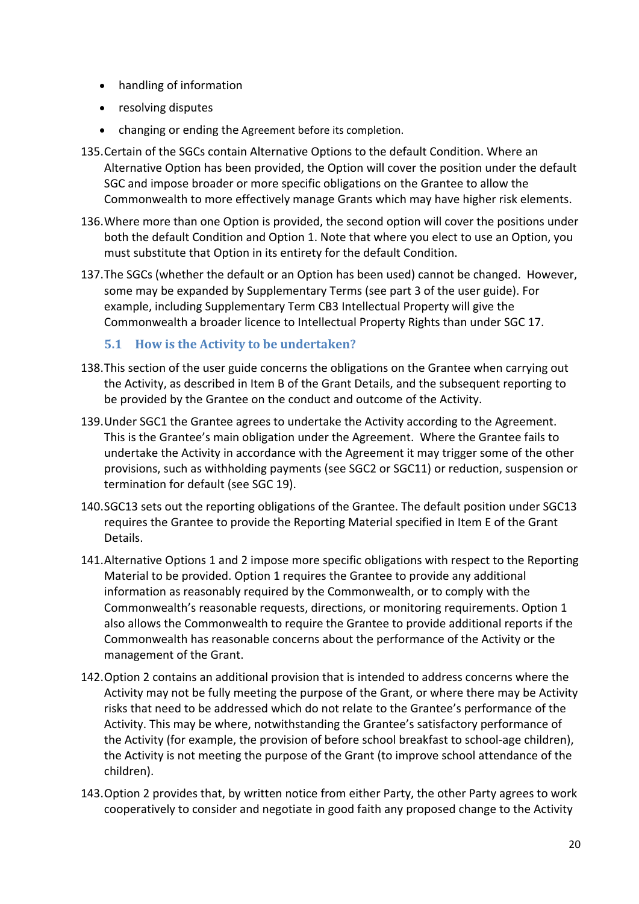- handling of information
- resolving disputes
- changing or ending the Agreement before its completion.

135. Certain of the SGCs contain Alternative Options to the default Condition. Where an Alternative Option has been provided, the Option will cover the position under the default SGC and impose broader or more specific obligations on the Grantee to allow the Commonwealth to more effectively manage Grants which may have higher risk elements.

136. Where more than one Option is provided, the second option will cover the positions under both the default Condition and Option 1. Note that where you elect to use an Option, you must substitute that Option in its entirety for the default Condition.

137. The SGCs (whether the default or an Option has been used) cannot be changed. However, some may be expanded by Supplementary Terms (see part 3 of the user guide). For example, including Supplementary Term CB3 Intellectual Property will give the Commonwealth a broader licence to Intellectual Property Rights than under SGC 17.

### 5.1 How is the Activity to be undertaken?

138. This section of the user guide concerns the obligations on the Grantee when carrying out the Activity, as described in Item B of the Grant Details, and the subsequent reporting to be provided by the Grantee on the conduct and outcome of the Activity.

139. Under SGC1 the Grantee agrees to undertake the Activity according to the Agreement. This is the Grantee's main obligation under the Agreement. Where the Grantee fails to undertake the Activity in accordance with the Agreement it may trigger some of the other provisions, such as withholding payments (see SGC2 or SGC11) or reduction, suspension or termination for default (see SGC 19).

140. SGC13 sets out the reporting obligations of the Grantee. The default position under SGC13 requires the Grantee to provide the Reporting Material specified in Item E of the Grant Details.

141. Alternative Options 1 and 2 impose more specific obligations with respect to the Reporting Material to be provided. Option 1 requires the Grantee to provide any additional information as reasonably required by the Commonwealth, or to comply with the Commonwealth's reasonable requests, directions, or monitoring requirements. Option 1 also allows the Commonwealth to require the Grantee to provide additional reports if the Commonwealth has reasonable concerns about the performance of the Activity or the management of the Grant.

142. Option 2 contains an additional provision that is intended to address concerns where the Activity may not be fully meeting the purpose of the Grant, or where there may be Activity risks that need to be addressed which do not relate to the Grantee's performance of the Activity. This may be where, notwithstanding the Grantee's satisfactory performance of the Activity (for example, the provision of before school breakfast to school-age children), the Activity is not meeting the purpose of the Grant (to improve school attendance of the children).

143. Option 2 provides that, by written notice from either Party, the other Party agrees to work cooperatively to consider and negotiate in good faith any proposed change to the Activity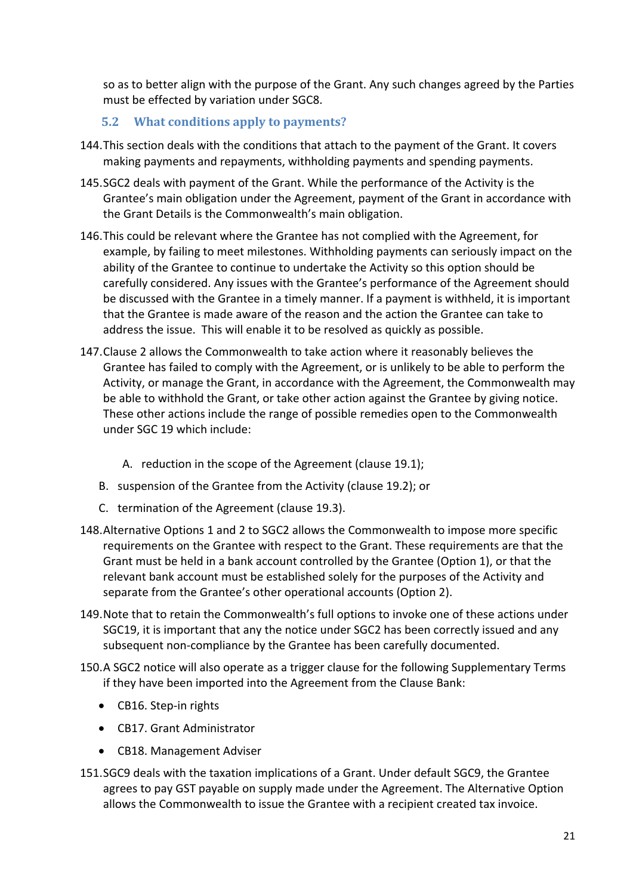so as to better align with the purpose of the Grant. Any such changes agreed by the Parties must be effected by variation under SGC8.

### 5.2 What conditions apply to payments?

144. This section deals with the conditions that attach to the payment of the Grant. It covers making payments and repayments, withholding payments and spending payments.

145. SGC2 deals with payment of the Grant. While the performance of the Activity is the Grantee's main obligation under the Agreement, payment of the Grant in accordance with the Grant Details is the Commonwealth's main obligation.

146. This could be relevant where the Grantee has not complied with the Agreement, for example, by failing to meet milestones. Withholding payments can seriously impact on the ability of the Grantee to continue to undertake the Activity so this option should be carefully considered. Any issues with the Grantee's performance of the Agreement should be discussed with the Grantee in a timely manner. If a payment is withheld, it is important that the Grantee is made aware of the reason and the action the Grantee can take to address the issue. This will enable it to be resolved as quickly as possible.

147. Clause 2 allows the Commonwealth to take action where it reasonably believes the Grantee has failed to comply with the Agreement, or is unlikely to be able to perform the Activity, or manage the Grant, in accordance with the Agreement, the Commonwealth may be able to withhold the Grant, or take other action against the Grantee by giving notice. These other actions include the range of possible remedies open to the Commonwealth under SGC 19 which include:

    A. reduction in the scope of the Agreement (clause 19.1);

    B. suspension of the Grantee from the Activity (clause 19.2); or

    C. termination of the Agreement (clause 19.3).

148. Alternative Options 1 and 2 to SGC2 allows the Commonwealth to impose more specific requirements on the Grantee with respect to the Grant. These requirements are that the Grant must be held in a bank account controlled by the Grantee (Option 1), or that the relevant bank account must be established solely for the purposes of the Activity and separate from the Grantee's other operational accounts (Option 2).

149. Note that to retain the Commonwealth's full options to invoke one of these actions under SGC19, it is important that any the notice under SGC2 has been correctly issued and any subsequent non-compliance by the Grantee has been carefully documented.

150. A SGC2 notice will also operate as a trigger clause for the following Supplementary Terms if they have been imported into the Agreement from the Clause Bank:

    - CB16. Step-in rights
    - CB17. Grant Administrator
    - CB18. Management Adviser

151. SGC9 deals with the taxation implications of a Grant. Under default SGC9, the Grantee agrees to pay GST payable on supply made under the Agreement. The Alternative Option allows the Commonwealth to issue the Grantee with a recipient created tax invoice.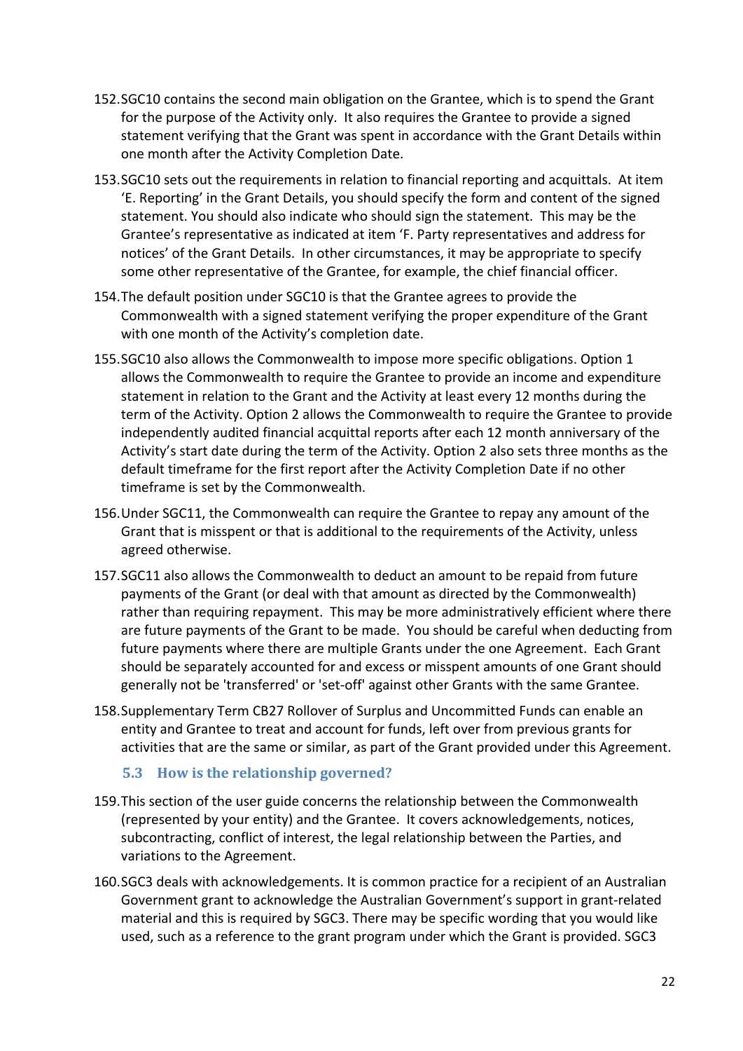152. SGC10 contains the second main obligation on the Grantee, which is to spend the Grant for the purpose of the Activity only. It also requires the Grantee to provide a signed statement verifying that the Grant was spent in accordance with the Grant Details within one month after the Activity Completion Date.

153. SGC10 sets out the requirements in relation to financial reporting and acquittals. At item 'E. Reporting' in the Grant Details, you should specify the form and content of the signed statement. You should also indicate who should sign the statement. This may be the Grantee's representative as indicated at item 'F. Party representatives and address for notices' of the Grant Details. In other circumstances, it may be appropriate to specify some other representative of the Grantee, for example, the chief financial officer.

154. The default position under SGC10 is that the Grantee agrees to provide the Commonwealth with a signed statement verifying the proper expenditure of the Grant with one month of the Activity's completion date.

155. SGC10 also allows the Commonwealth to impose more specific obligations. Option 1 allows the Commonwealth to require the Grantee to provide an income and expenditure statement in relation to the Grant and the Activity at least every 12 months during the term of the Activity. Option 2 allows the Commonwealth to require the Grantee to provide independently audited financial acquittal reports after each 12 month anniversary of the Activity's start date during the term of the Activity. Option 2 also sets three months as the default timeframe for the first report after the Activity Completion Date if no other timeframe is set by the Commonwealth.

156. Under SGC11, the Commonwealth can require the Grantee to repay any amount of the Grant that is misspent or that is additional to the requirements of the Activity, unless agreed otherwise.

157. SGC11 also allows the Commonwealth to deduct an amount to be repaid from future payments of the Grant (or deal with that amount as directed by the Commonwealth) rather than requiring repayment. This may be more administratively efficient where there are future payments of the Grant to be made. You should be careful when deducting from future payments where there are multiple Grants under the one Agreement. Each Grant should be separately accounted for and excess or misspent amounts of one Grant should generally not be 'transferred' or 'set-off' against other Grants with the same Grantee.

158. Supplementary Term CB27 Rollover of Surplus and Uncommitted Funds can enable an entity and Grantee to treat and account for funds, left over from previous grants for activities that are the same or similar, as part of the Grant provided under this Agreement.

### 5.3 How is the relationship governed?

159. This section of the user guide concerns the relationship between the Commonwealth (represented by your entity) and the Grantee. It covers acknowledgements, notices, subcontracting, conflict of interest, the legal relationship between the Parties, and variations to the Agreement.

160. SGC3 deals with acknowledgements. It is common practice for a recipient of an Australian Government grant to acknowledge the Australian Government's support in grant-related material and this is required by SGC3. There may be specific wording that you would like used, such as a reference to the grant program under which the Grant is provided. SGC3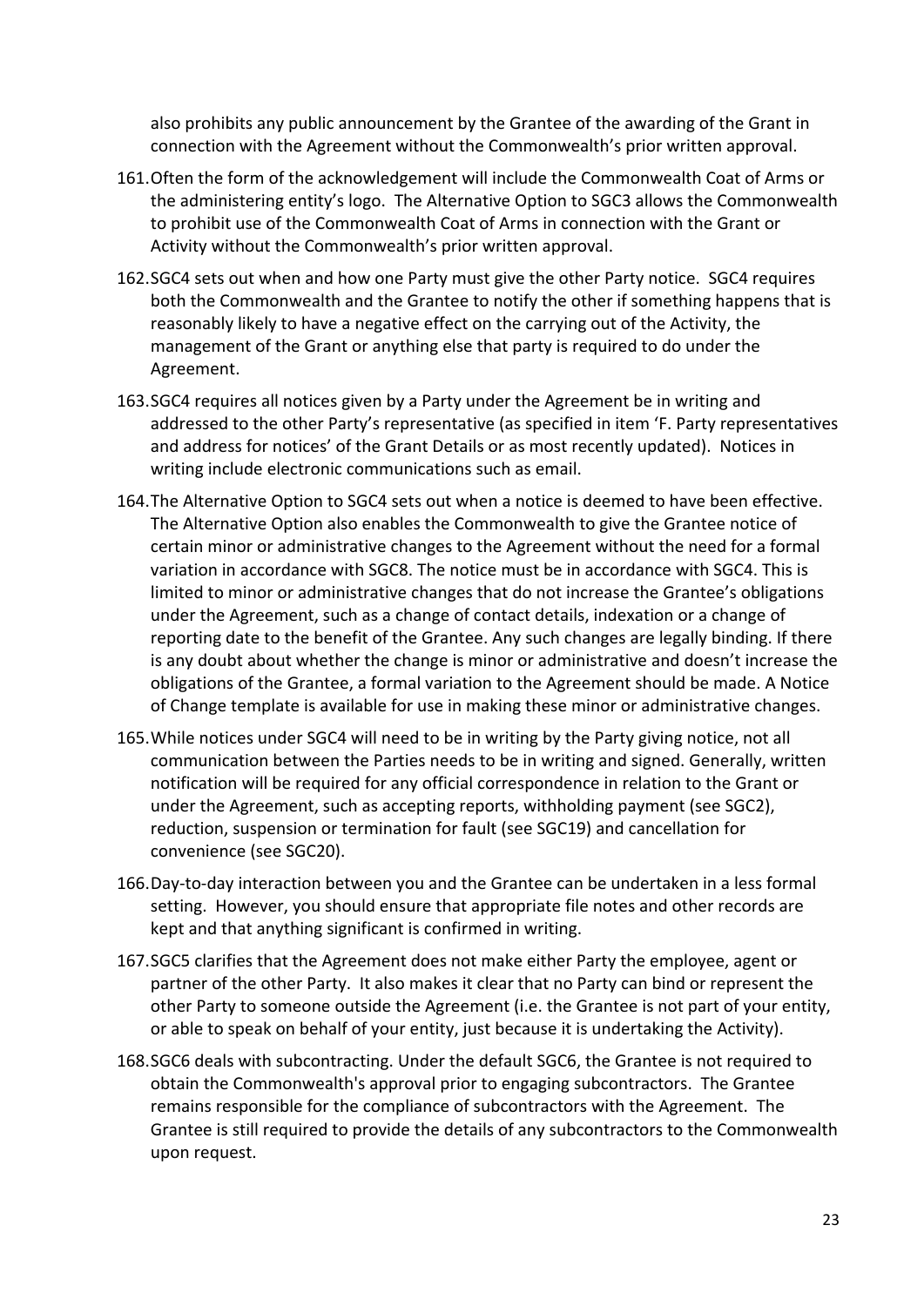also prohibits any public announcement by the Grantee of the awarding of the Grant in connection with the Agreement without the Commonwealth's prior written approval.

161. Often the form of the acknowledgement will include the Commonwealth Coat of Arms or the administering entity's logo. The Alternative Option to SGC3 allows the Commonwealth to prohibit use of the Commonwealth Coat of Arms in connection with the Grant or Activity without the Commonwealth's prior written approval.

162. SGC4 sets out when and how one Party must give the other Party notice. SGC4 requires both the Commonwealth and the Grantee to notify the other if something happens that is reasonably likely to have a negative effect on the carrying out of the Activity, the management of the Grant or anything else that party is required to do under the Agreement.

163. SGC4 requires all notices given by a Party under the Agreement be in writing and addressed to the other Party's representative (as specified in item 'F. Party representatives and address for notices' of the Grant Details or as most recently updated). Notices in writing include electronic communications such as email.

164. The Alternative Option to SGC4 sets out when a notice is deemed to have been effective. The Alternative Option also enables the Commonwealth to give the Grantee notice of certain minor or administrative changes to the Agreement without the need for a formal variation in accordance with SGC8. The notice must be in accordance with SGC4. This is limited to minor or administrative changes that do not increase the Grantee's obligations under the Agreement, such as a change of contact details, indexation or a change of reporting date to the benefit of the Grantee. Any such changes are legally binding. If there is any doubt about whether the change is minor or administrative and doesn't increase the obligations of the Grantee, a formal variation to the Agreement should be made. A Notice of Change template is available for use in making these minor or administrative changes.

165. While notices under SGC4 will need to be in writing by the Party giving notice, not all communication between the Parties needs to be in writing and signed. Generally, written notification will be required for any official correspondence in relation to the Grant or under the Agreement, such as accepting reports, withholding payment (see SGC2), reduction, suspension or termination for fault (see SGC19) and cancellation for convenience (see SGC20).

166. Day-to-day interaction between you and the Grantee can be undertaken in a less formal setting. However, you should ensure that appropriate file notes and other records are kept and that anything significant is confirmed in writing.

167. SGC5 clarifies that the Agreement does not make either Party the employee, agent or partner of the other Party. It also makes it clear that no Party can bind or represent the other Party to someone outside the Agreement (i.e. the Grantee is not part of your entity, or able to speak on behalf of your entity, just because it is undertaking the Activity).

168. SGC6 deals with subcontracting. Under the default SGC6, the Grantee is not required to obtain the Commonwealth's approval prior to engaging subcontractors. The Grantee remains responsible for the compliance of subcontractors with the Agreement. The Grantee is still required to provide the details of any subcontractors to the Commonwealth upon request.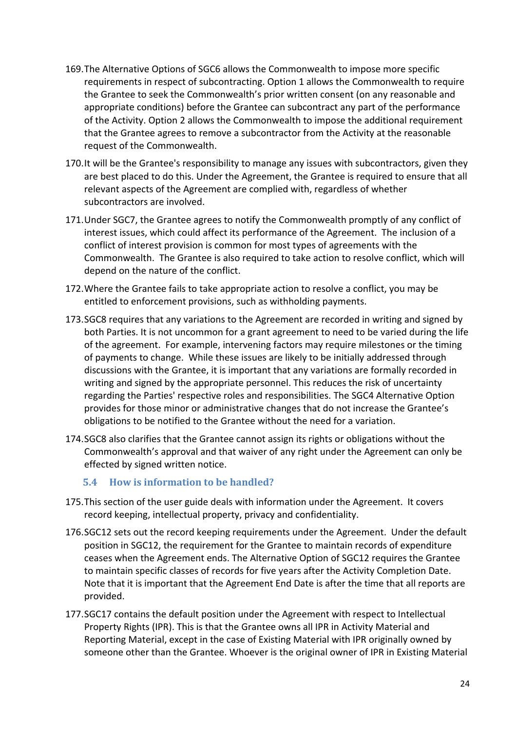169. The Alternative Options of SGC6 allows the Commonwealth to impose more specific requirements in respect of subcontracting. Option 1 allows the Commonwealth to require the Grantee to seek the Commonwealth's prior written consent (on any reasonable and appropriate conditions) before the Grantee can subcontract any part of the performance of the Activity. Option 2 allows the Commonwealth to impose the additional requirement that the Grantee agrees to remove a subcontractor from the Activity at the reasonable request of the Commonwealth.

170. It will be the Grantee's responsibility to manage any issues with subcontractors, given they are best placed to do this. Under the Agreement, the Grantee is required to ensure that all relevant aspects of the Agreement are complied with, regardless of whether subcontractors are involved.

171. Under SGC7, the Grantee agrees to notify the Commonwealth promptly of any conflict of interest issues, which could affect its performance of the Agreement. The inclusion of a conflict of interest provision is common for most types of agreements with the Commonwealth. The Grantee is also required to take action to resolve conflict, which will depend on the nature of the conflict.

172. Where the Grantee fails to take appropriate action to resolve a conflict, you may be entitled to enforcement provisions, such as withholding payments.

173. SGC8 requires that any variations to the Agreement are recorded in writing and signed by both Parties. It is not uncommon for a grant agreement to need to be varied during the life of the agreement. For example, intervening factors may require milestones or the timing of payments to change. While these issues are likely to be initially addressed through discussions with the Grantee, it is important that any variations are formally recorded in writing and signed by the appropriate personnel. This reduces the risk of uncertainty regarding the Parties' respective roles and responsibilities. The SGC4 Alternative Option provides for those minor or administrative changes that do not increase the Grantee's obligations to be notified to the Grantee without the need for a variation.

174. SGC8 also clarifies that the Grantee cannot assign its rights or obligations without the Commonwealth's approval and that waiver of any right under the Agreement can only be effected by signed written notice.

### 5.4 How is information to be handled?

175. This section of the user guide deals with information under the Agreement. It covers record keeping, intellectual property, privacy and confidentiality.

176. SGC12 sets out the record keeping requirements under the Agreement. Under the default position in SGC12, the requirement for the Grantee to maintain records of expenditure ceases when the Agreement ends. The Alternative Option of SGC12 requires the Grantee to maintain specific classes of records for five years after the Activity Completion Date. Note that it is important that the Agreement End Date is after the time that all reports are provided.

177. SGC17 contains the default position under the Agreement with respect to Intellectual Property Rights (IPR). This is that the Grantee owns all IPR in Activity Material and Reporting Material, except in the case of Existing Material with IPR originally owned by someone other than the Grantee. Whoever is the original owner of IPR in Existing Material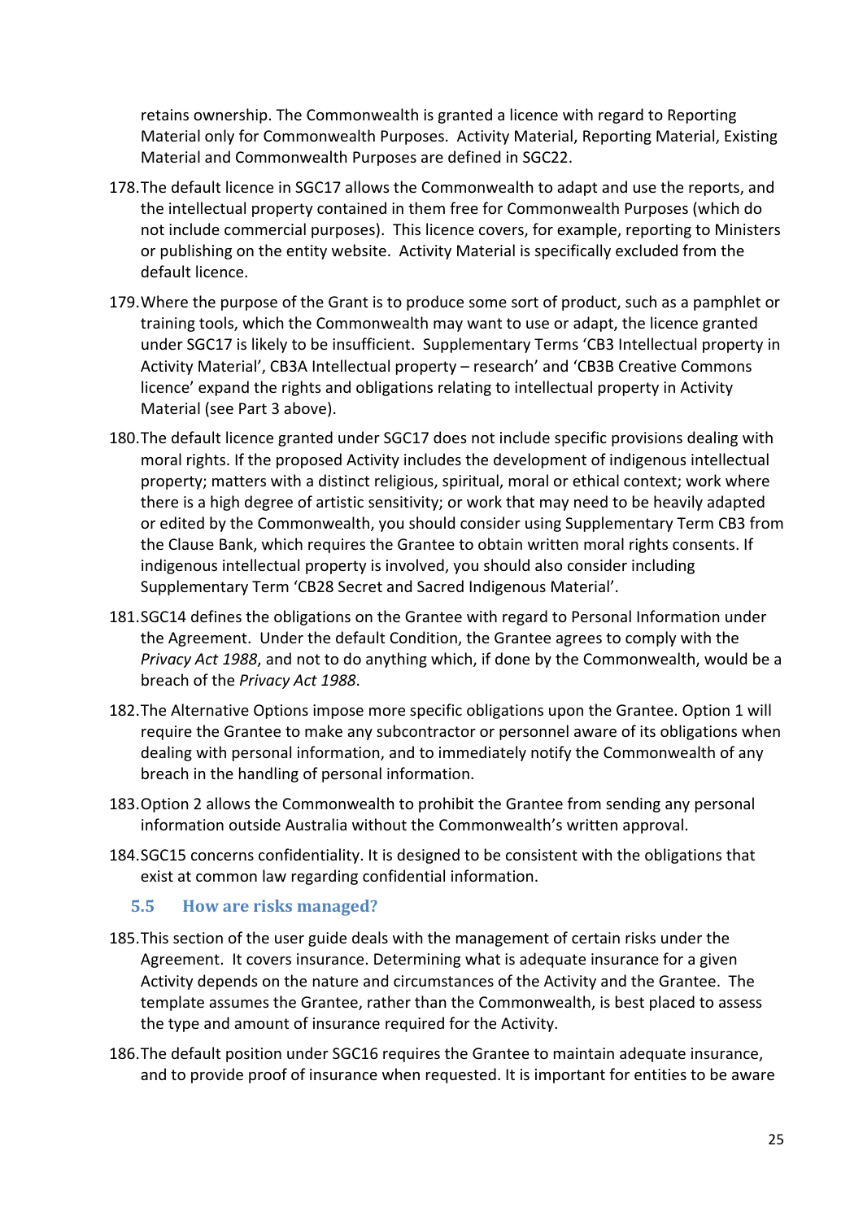retains ownership. The Commonwealth is granted a licence with regard to Reporting Material only for Commonwealth Purposes. Activity Material, Reporting Material, Existing Material and Commonwealth Purposes are defined in SGC22.

178. The default licence in SGC17 allows the Commonwealth to adapt and use the reports, and the intellectual property contained in them free for Commonwealth Purposes (which do not include commercial purposes). This licence covers, for example, reporting to Ministers or publishing on the entity website. Activity Material is specifically excluded from the default licence.

179. Where the purpose of the Grant is to produce some sort of product, such as a pamphlet or training tools, which the Commonwealth may want to use or adapt, the licence granted under SGC17 is likely to be insufficient. Supplementary Terms 'CB3 Intellectual property in Activity Material', CB3A Intellectual property – research' and 'CB3B Creative Commons licence' expand the rights and obligations relating to intellectual property in Activity Material (see Part 3 above).

180. The default licence granted under SGC17 does not include specific provisions dealing with moral rights. If the proposed Activity includes the development of indigenous intellectual property; matters with a distinct religious, spiritual, moral or ethical context; work where there is a high degree of artistic sensitivity; or work that may need to be heavily adapted or edited by the Commonwealth, you should consider using Supplementary Term CB3 from the Clause Bank, which requires the Grantee to obtain written moral rights consents. If indigenous intellectual property is involved, you should also consider including Supplementary Term 'CB28 Secret and Sacred Indigenous Material'.

181. SGC14 defines the obligations on the Grantee with regard to Personal Information under the Agreement. Under the default Condition, the Grantee agrees to comply with the *Privacy Act 1988*, and not to do anything which, if done by the Commonwealth, would be a breach of the *Privacy Act 1988*.

182. The Alternative Options impose more specific obligations upon the Grantee. Option 1 will require the Grantee to make any subcontractor or personnel aware of its obligations when dealing with personal information, and to immediately notify the Commonwealth of any breach in the handling of personal information.

183. Option 2 allows the Commonwealth to prohibit the Grantee from sending any personal information outside Australia without the Commonwealth's written approval.

184. SGC15 concerns confidentiality. It is designed to be consistent with the obligations that exist at common law regarding confidential information.

### 5.5 How are risks managed?

185. This section of the user guide deals with the management of certain risks under the Agreement. It covers insurance. Determining what is adequate insurance for a given Activity depends on the nature and circumstances of the Activity and the Grantee. The template assumes the Grantee, rather than the Commonwealth, is best placed to assess the type and amount of insurance required for the Activity.

186. The default position under SGC16 requires the Grantee to maintain adequate insurance, and to provide proof of insurance when requested. It is important for entities to be aware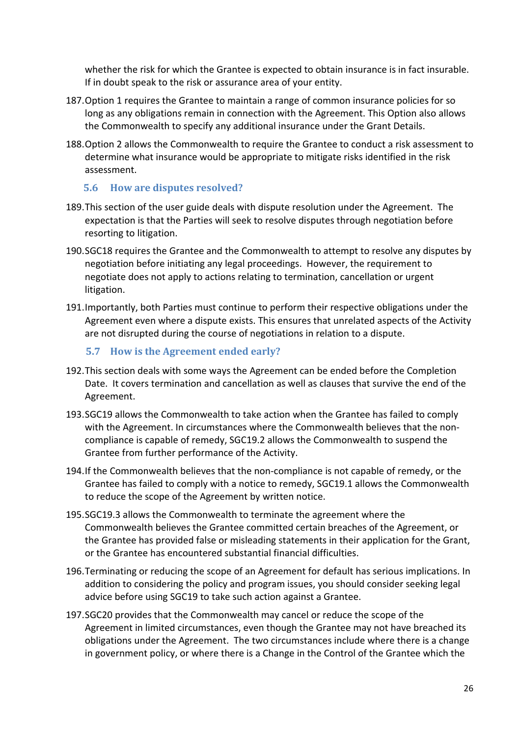whether the risk for which the Grantee is expected to obtain insurance is in fact insurable. If in doubt speak to the risk or assurance area of your entity.

187. Option 1 requires the Grantee to maintain a range of common insurance policies for so long as any obligations remain in connection with the Agreement. This Option also allows the Commonwealth to specify any additional insurance under the Grant Details.

188. Option 2 allows the Commonwealth to require the Grantee to conduct a risk assessment to determine what insurance would be appropriate to mitigate risks identified in the risk assessment.

### 5.6 How are disputes resolved?

189. This section of the user guide deals with dispute resolution under the Agreement. The expectation is that the Parties will seek to resolve disputes through negotiation before resorting to litigation.

190. SGC18 requires the Grantee and the Commonwealth to attempt to resolve any disputes by negotiation before initiating any legal proceedings. However, the requirement to negotiate does not apply to actions relating to termination, cancellation or urgent litigation.

191. Importantly, both Parties must continue to perform their respective obligations under the Agreement even where a dispute exists. This ensures that unrelated aspects of the Activity are not disrupted during the course of negotiations in relation to a dispute.

### 5.7 How is the Agreement ended early?

192. This section deals with some ways the Agreement can be ended before the Completion Date. It covers termination and cancellation as well as clauses that survive the end of the Agreement.

193. SGC19 allows the Commonwealth to take action when the Grantee has failed to comply with the Agreement. In circumstances where the Commonwealth believes that the non-compliance is capable of remedy, SGC19.2 allows the Commonwealth to suspend the Grantee from further performance of the Activity.

194. If the Commonwealth believes that the non-compliance is not capable of remedy, or the Grantee has failed to comply with a notice to remedy, SGC19.1 allows the Commonwealth to reduce the scope of the Agreement by written notice.

195. SGC19.3 allows the Commonwealth to terminate the agreement where the Commonwealth believes the Grantee committed certain breaches of the Agreement, or the Grantee has provided false or misleading statements in their application for the Grant, or the Grantee has encountered substantial financial difficulties.

196. Terminating or reducing the scope of an Agreement for default has serious implications. In addition to considering the policy and program issues, you should consider seeking legal advice before using SGC19 to take such action against a Grantee.

197. SGC20 provides that the Commonwealth may cancel or reduce the scope of the Agreement in limited circumstances, even though the Grantee may not have breached its obligations under the Agreement. The two circumstances include where there is a change in government policy, or where there is a Change in the Control of the Grantee which the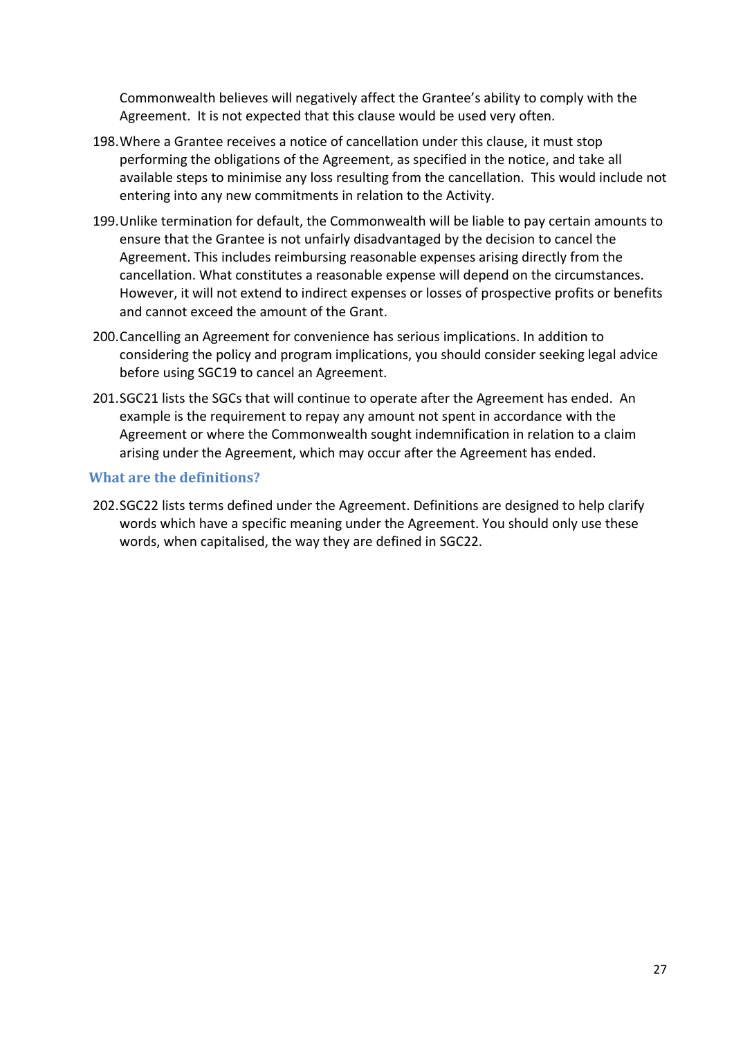Commonwealth believes will negatively affect the Grantee's ability to comply with the Agreement. It is not expected that this clause would be used very often.

198. Where a Grantee receives a notice of cancellation under this clause, it must stop performing the obligations of the Agreement, as specified in the notice, and take all available steps to minimise any loss resulting from the cancellation. This would include not entering into any new commitments in relation to the Activity.

199. Unlike termination for default, the Commonwealth will be liable to pay certain amounts to ensure that the Grantee is not unfairly disadvantaged by the decision to cancel the Agreement. This includes reimbursing reasonable expenses arising directly from the cancellation. What constitutes a reasonable expense will depend on the circumstances. However, it will not extend to indirect expenses or losses of prospective profits or benefits and cannot exceed the amount of the Grant.

200. Cancelling an Agreement for convenience has serious implications. In addition to considering the policy and program implications, you should consider seeking legal advice before using SGC19 to cancel an Agreement.

201. SGC21 lists the SGCs that will continue to operate after the Agreement has ended. An example is the requirement to repay any amount not spent in accordance with the Agreement or where the Commonwealth sought indemnification in relation to a claim arising under the Agreement, which may occur after the Agreement has ended.

### What are the definitions?

202. SGC22 lists terms defined under the Agreement. Definitions are designed to help clarify words which have a specific meaning under the Agreement. You should only use these words, when capitalised, the way they are defined in SGC22.